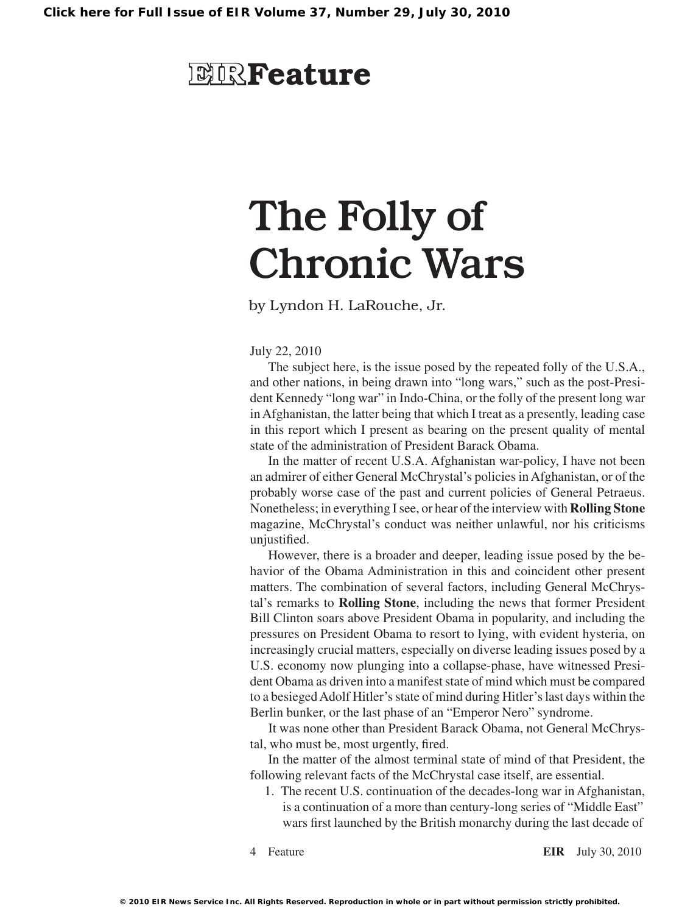# EIR Feature

# The Folly of Chronic Wars

by Lyndon H. LaRouche, Jr.

July 22, 2010

The subject here, is the issue posed by the repeated folly of the U.S.A., and other nations, in being drawn into "long wars," such as the post-President Kennedy "long war" in Indo-China, or the folly of the present long war in Afghanistan, the latter being that which I treat as a presently, leading case in this report which I present as bearing on the present quality of mental state of the administration of President Barack Obama.

In the matter of recent U.S.A. Afghanistan war-policy, I have not been an admirer of either General McChrystal's policies in Afghanistan, or of the probably worse case of the past and current policies of General Petraeus. Nonetheless; in everything I see, or hear of the interview with **Rolling Stone** magazine, McChrystal's conduct was neither unlawful, nor his criticisms unjustified.

However, there is a broader and deeper, leading issue posed by the behavior of the Obama Administration in this and coincident other present matters. The combination of several factors, including General McChrystal's remarks to **Rolling Stone**, including the news that former President Bill Clinton soars above President Obama in popularity, and including the pressures on President Obama to resort to lying, with evident hysteria, on increasingly crucial matters, especially on diverse leading issues posed by a U.S. economy now plunging into a collapse-phase, have witnessed President Obama as driven into a manifest state of mind which must be compared to a besieged Adolf Hitler's state of mind during Hitler's last days within the Berlin bunker, or the last phase of an "Emperor Nero" syndrome.

It was none other than President Barack Obama, not General McChrystal, who must be, most urgently, fired.

In the matter of the almost terminal state of mind of that President, the following relevant facts of the McChrystal case itself, are essential.

1. The recent U.S. continuation of the decades-long war in Afghanistan, is a continuation of a more than century-long series of "Middle East" wars first launched by the British monarchy during the last decade of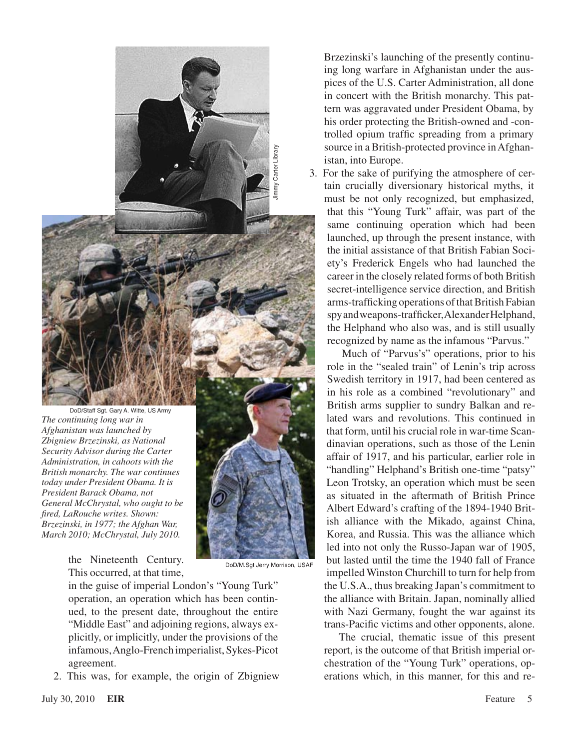DoD/Staff Sgt. Gary A. Witte, US Army

*The continuing long war in Afghanistan was launched by Zbigniew Brzezinski, as National Security Advisor during the Carter Administration, in cahoots with the British monarchy. The war continues today under President Obama. It is President Barack Obama, not General McChrystal, who ought to be fired, LaRouche writes. Shown: Brzezinski, in 1977; the Afghan War, March 2010; McChrystal, July 2010.*

Jimmy Carter Library

DoD/M.Sgt Jerry Morrison, USAF

the Nineteenth Century. This occurred, at that time, in the guise of imperial London's "Young Turk" operation, an operation which has been continued, to the present date, throughout the entire "Middle East" and adjoining regions, always explicitly, or implicitly, under the provisions of the infamous, Anglo-French imperialist, Sykes-Picot agreement.

2. This was, for example, the origin of Zbigniew Brzezinski's launching of the presently continuing long warfare in Afghanistan under the auspices of the U.S. Carter Administration, all done in concert with the British monarchy. This pattern was aggravated under President Obama, by his order protecting the British-owned and -controlled opium traffic spreading from a primary source in a British-protected province in Afghanistan, into Europe.
3. For the sake of purifying the atmosphere of certain crucially diversionary historical myths, it must be not only recognized, but emphasized, that this "Young Turk" affair, was part of the same continuing operation which had been launched, up through the present instance, with the initial assistance of that British Fabian Society's Frederick Engels who had launched the career in the closely related forms of both British secret-intelligence service direction, and British arms-trafficking operations of that British Fabian spy and weapons-trafficker, Alexander Helphand, the Helphand who also was, and is still usually recognized by name as the infamous "Parvus."

   Much of "Parvus's" operations, prior to his role in the "sealed train" of Lenin's trip across Swedish territory in 1917, had been centered as in his role as a combined "revolutionary" and British arms supplier to sundry Balkan and related wars and revolutions. This continued in that form, until his crucial role in war-time Scandinavian operations, such as those of the Lenin affair of 1917, and his particular, earlier role in "handling" Helphand's British one-time "patsy" Leon Trotsky, an operation which must be seen as situated in the aftermath of British Prince Albert Edward's crafting of the 1894-1940 British alliance with the Mikado, against China, Korea, and Russia. This was the alliance which led into not only the Russo-Japan war of 1905, but lasted until the time the 1940 fall of France impelled Winston Churchill to turn for help from the U.S.A., thus breaking Japan's commitment to the alliance with Britain. Japan, nominally allied with Nazi Germany, fought the war against its trans-Pacific victims and other opponents, alone.

   The crucial, thematic issue of this present report, is the outcome of that British imperial orchestration of the "Young Turk" operations, operations which, in this manner, for this and re-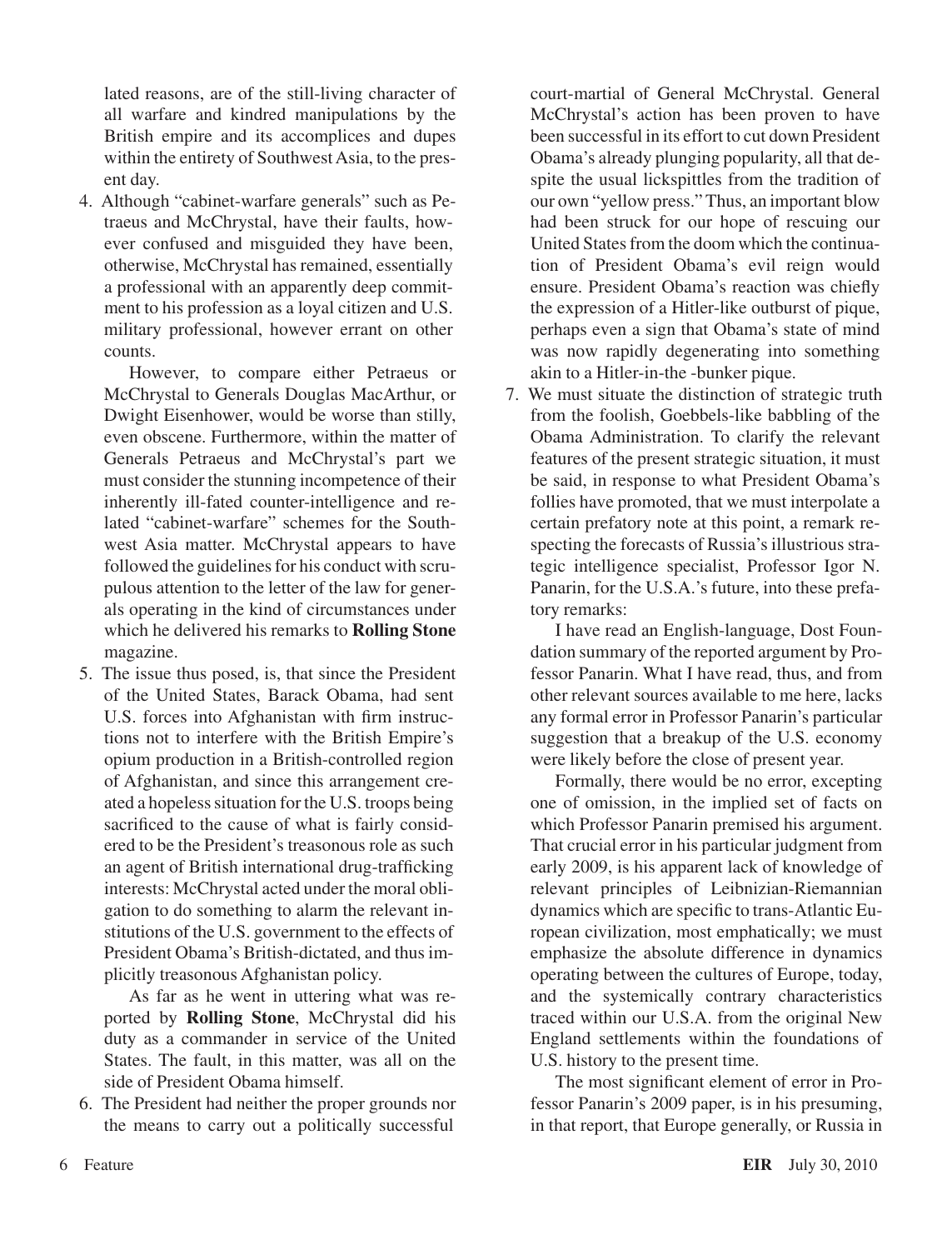lated reasons, are of the still-living character of all warfare and kindred manipulations by the British empire and its accomplices and dupes within the entirety of Southwest Asia, to the present day.

4. Although "cabinet-warfare generals" such as Petraeus and McChrystal, have their faults, however confused and misguided they have been, otherwise, McChrystal has remained, essentially a professional with an apparently deep commitment to his profession as a loyal citizen and U.S. military professional, however errant on other counts.

   However, to compare either Petraeus or McChrystal to Generals Douglas MacArthur, or Dwight Eisenhower, would be worse than stilly, even obscene. Furthermore, within the matter of Generals Petraeus and McChrystal's part we must consider the stunning incompetence of their inherently ill-fated counter-intelligence and related "cabinet-warfare" schemes for the Southwest Asia matter. McChrystal appears to have followed the guidelines for his conduct with scrupulous attention to the letter of the law for generals operating in the kind of circumstances under which he delivered his remarks to **Rolling Stone** magazine.

5. The issue thus posed, is, that since the President of the United States, Barack Obama, had sent U.S. forces into Afghanistan with firm instructions not to interfere with the British Empire's opium production in a British-controlled region of Afghanistan, and since this arrangement created a hopeless situation for the U.S. troops being sacrificed to the cause of what is fairly considered to be the President's treasonous role as such an agent of British international drug-trafficking interests: McChrystal acted under the moral obligation to do something to alarm the relevant institutions of the U.S. government to the effects of President Obama's British-dictated, and thus implicitly treasonous Afghanistan policy.

   As far as he went in uttering what was reported by **Rolling Stone**, McChrystal did his duty as a commander in service of the United States. The fault, in this matter, was all on the side of President Obama himself.

6. The President had neither the proper grounds nor the means to carry out a politically successful court-martial of General McChrystal. General McChrystal's action has been proven to have been successful in its effort to cut down President Obama's already plunging popularity, all that despite the usual lickspittles from the tradition of our own "yellow press." Thus, an important blow had been struck for our hope of rescuing our United States from the doom which the continuation of President Obama's evil reign would ensure. President Obama's reaction was chiefly the expression of a Hitler-like outburst of pique, perhaps even a sign that Obama's state of mind was now rapidly degenerating into something akin to a Hitler-in-the -bunker pique.

7. We must situate the distinction of strategic truth from the foolish, Goebbels-like babbling of the Obama Administration. To clarify the relevant features of the present strategic situation, it must be said, in response to what President Obama's follies have promoted, that we must interpolate a certain prefatory note at this point, a remark respecting the forecasts of Russia's illustrious strategic intelligence specialist, Professor Igor N. Panarin, for the U.S.A.'s future, into these prefatory remarks:

   I have read an English-language, Dost Foundation summary of the reported argument by Professor Panarin. What I have read, thus, and from other relevant sources available to me here, lacks any formal error in Professor Panarin's particular suggestion that a breakup of the U.S. economy were likely before the close of present year.

   Formally, there would be no error, excepting one of omission, in the implied set of facts on which Professor Panarin premised his argument. That crucial error in his particular judgment from early 2009, is his apparent lack of knowledge of relevant principles of Leibnizian-Riemannian dynamics which are specific to trans-Atlantic European civilization, most emphatically; we must emphasize the absolute difference in dynamics operating between the cultures of Europe, today, and the systemically contrary characteristics traced within our U.S.A. from the original New England settlements within the foundations of U.S. history to the present time.

   The most significant element of error in Professor Panarin's 2009 paper, is in his presuming, in that report, that Europe generally, or Russia in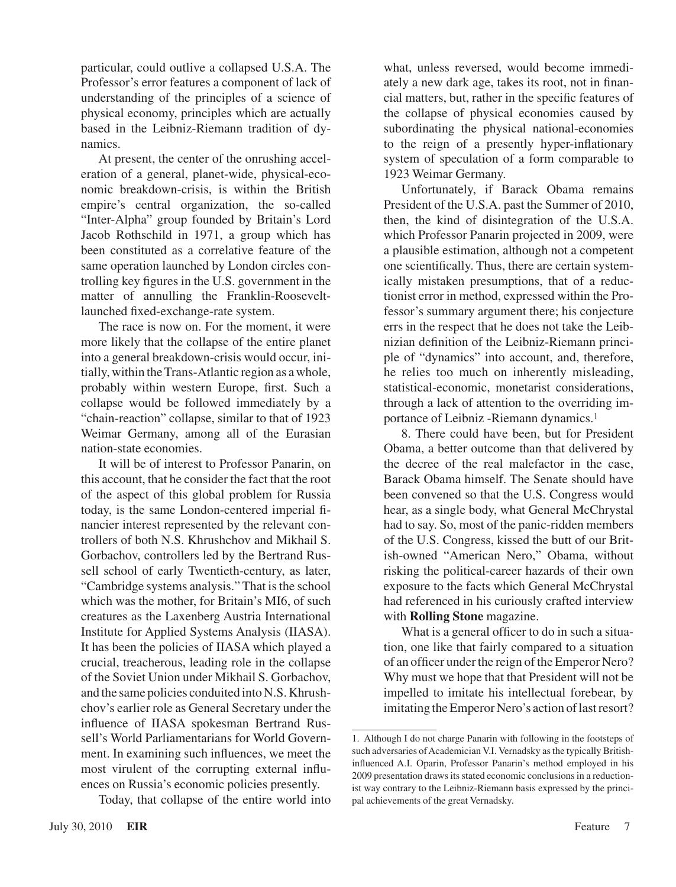particular, could outlive a collapsed U.S.A. The Professor's error features a component of lack of understanding of the principles of a science of physical economy, principles which are actually based in the Leibniz-Riemann tradition of dynamics.

At present, the center of the onrushing acceleration of a general, planet-wide, physical-economic breakdown-crisis, is within the British empire's central organization, the so-called "Inter-Alpha" group founded by Britain's Lord Jacob Rothschild in 1971, a group which has been constituted as a correlative feature of the same operation launched by London circles controlling key figures in the U.S. government in the matter of annulling the Franklin-Roosevelt-launched fixed-exchange-rate system.

The race is now on. For the moment, it were more likely that the collapse of the entire planet into a general breakdown-crisis would occur, initially, within the Trans-Atlantic region as a whole, probably within western Europe, first. Such a collapse would be followed immediately by a "chain-reaction" collapse, similar to that of 1923 Weimar Germany, among all of the Eurasian nation-state economies.

It will be of interest to Professor Panarin, on this account, that he consider the fact that the root of the aspect of this global problem for Russia today, is the same London-centered imperial financier interest represented by the relevant controllers of both N.S. Khrushchov and Mikhail S. Gorbachov, controllers led by the Bertrand Russell school of early Twentieth-century, as later, "Cambridge systems analysis." That is the school which was the mother, for Britain's MI6, of such creatures as the Laxenberg Austria International Institute for Applied Systems Analysis (IIASA). It has been the policies of IIASA which played a crucial, treacherous, leading role in the collapse of the Soviet Union under Mikhail S. Gorbachov, and the same policies conduited into N.S. Khrushchov's earlier role as General Secretary under the influence of IIASA spokesman Bertrand Russell's World Parliamentarians for World Government. In examining such influences, we meet the most virulent of the corrupting external influences on Russia's economic policies presently.

Today, that collapse of the entire world into what, unless reversed, would become immediately a new dark age, takes its root, not in financial matters, but, rather in the specific features of the collapse of physical economies caused by subordinating the physical national-economies to the reign of a presently hyper-inflationary system of speculation of a form comparable to 1923 Weimar Germany.

Unfortunately, if Barack Obama remains President of the U.S.A. past the Summer of 2010, then, the kind of disintegration of the U.S.A. which Professor Panarin projected in 2009, were a plausible estimation, although not a competent one scientifically. Thus, there are certain systemically mistaken presumptions, that of a reductionist error in method, expressed within the Professor's summary argument there; his conjecture errs in the respect that he does not take the Leibnizian definition of the Leibniz-Riemann principle of "dynamics" into account, and, therefore, he relies too much on inherently misleading, statistical-economic, monetarist considerations, through a lack of attention to the overriding importance of Leibniz -Riemann dynamics.[1]

8. There could have been, but for President Obama, a better outcome than that delivered by the decree of the real malefactor in the case, Barack Obama himself. The Senate should have been convened so that the U.S. Congress would hear, as a single body, what General McChrystal had to say. So, most of the panic-ridden members of the U.S. Congress, kissed the butt of our British-owned "American Nero," Obama, without risking the political-career hazards of their own exposure to the facts which General McChrystal had referenced in his curiously crafted interview with **Rolling Stone** magazine.

What is a general officer to do in such a situation, one like that fairly compared to a situation of an officer under the reign of the Emperor Nero? Why must we hope that that President will not be impelled to imitate his intellectual forebear, by imitating the Emperor Nero's action of last resort?

---

1. Although I do not charge Panarin with following in the footsteps of such adversaries of Academician V.I. Vernadsky as the typically British-influenced A.I. Oparin, Professor Panarin's method employed in his 2009 presentation draws its stated economic conclusions in a reductionist way contrary to the Leibniz-Riemann basis expressed by the principal achievements of the great Vernadsky.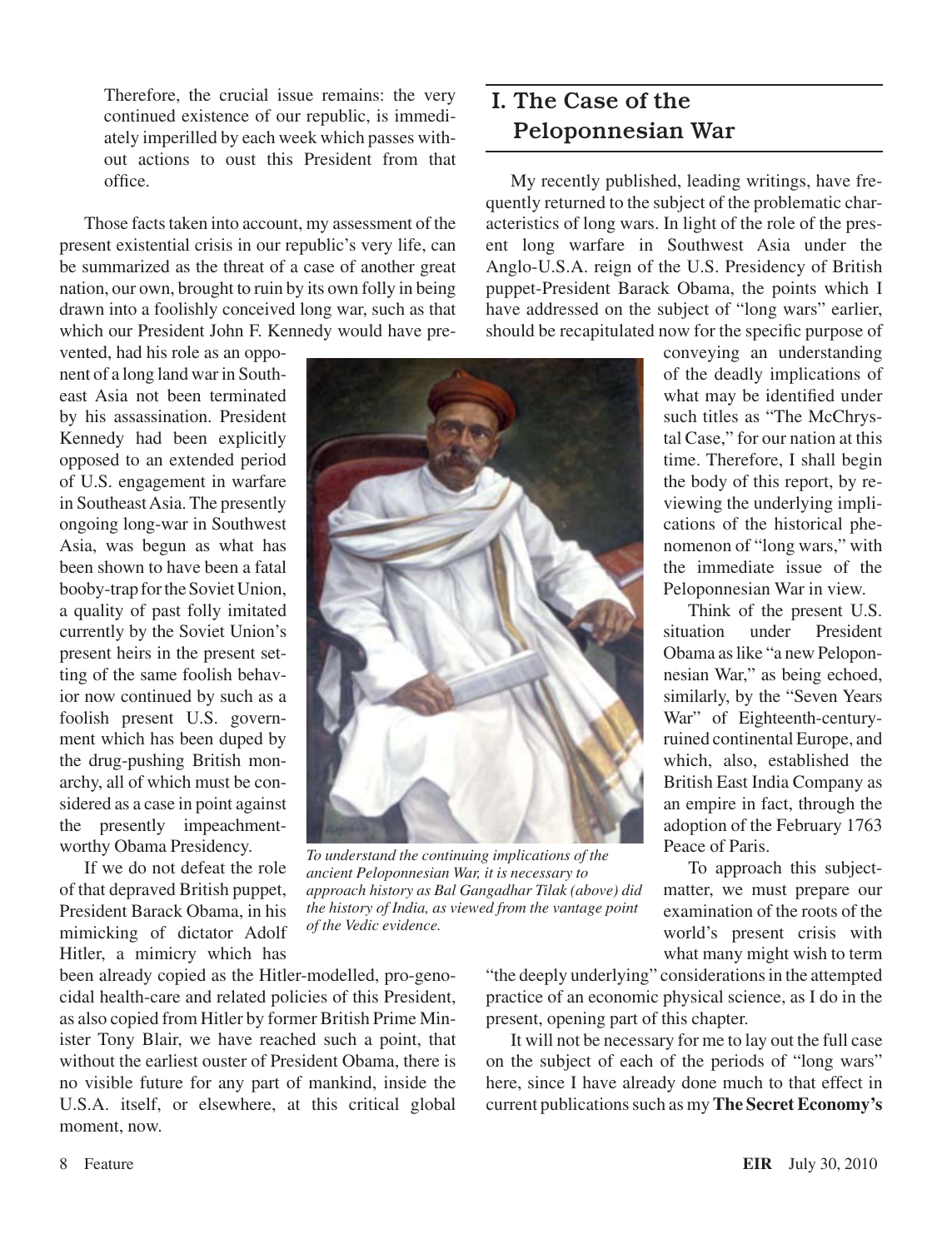Therefore, the crucial issue remains: the very continued existence of our republic, is immediately imperilled by each week which passes without actions to oust this President from that office.

Those facts taken into account, my assessment of the present existential crisis in our republic's very life, can be summarized as the threat of a case of another great nation, our own, brought to ruin by its own folly in being drawn into a foolishly conceived long war, such as that which our President John F. Kennedy would have prevented, had his role as an opponent of a long land war in Southeast Asia not been terminated by his assassination. President Kennedy had been explicitly opposed to an extended period of U.S. engagement in warfare in Southeast Asia. The presently ongoing long-war in Southwest Asia, was begun as what has been shown to have been a fatal booby-trap for the Soviet Union, a quality of past folly imitated currently by the Soviet Union's present heirs in the present setting of the same foolish behavior now continued by such as a foolish present U.S. government which has been duped by the drug-pushing British monarchy, all of which must be considered as a case in point against the presently impeachment-worthy Obama Presidency.

If we do not defeat the role of that depraved British puppet, President Barack Obama, in his mimicking of dictator Adolf Hitler, a mimicry which has been already copied as the Hitler-modelled, pro-genocidal health-care and related policies of this President, as also copied from Hitler by former British Prime Minister Tony Blair, we have reached such a point, that without the earliest ouster of President Obama, there is no visible future for any part of mankind, inside the U.S.A. itself, or elsewhere, at this critical global moment, now.

*To understand the continuing implications of the ancient Peloponnesian War, it is necessary to approach history as Bal Gangadhar Tilak (above) did the history of India, as viewed from the vantage point of the Vedic evidence.*

## I. The Case of the Peloponnesian War

My recently published, leading writings, have frequently returned to the subject of the problematic characteristics of long wars. In light of the role of the present long warfare in Southwest Asia under the Anglo-U.S.A. reign of the U.S. Presidency of British puppet-President Barack Obama, the points which I have addressed on the subject of "long wars" earlier, should be recapitulated now for the specific purpose of conveying an understanding of the deadly implications of what may be identified under such titles as "The McChrystal Case," for our nation at this time. Therefore, I shall begin the body of this report, by reviewing the underlying implications of the historical phenomenon of "long wars," with the immediate issue of the Peloponnesian War in view.

Think of the present U.S. situation under President Obama as like "a new Peloponnesian War," as being echoed, similarly, by the "Seven Years War" of Eighteenth-century-ruined continental Europe, and which, also, established the British East India Company as an empire in fact, through the adoption of the February 1763 Peace of Paris.

To approach this subject-matter, we must prepare our examination of the roots of the world's present crisis with what many might wish to term "the deeply underlying" considerations in the attempted practice of an economic physical science, as I do in the present, opening part of this chapter.

It will not be necessary for me to lay out the full case on the subject of each of the periods of "long wars" here, since I have already done much to that effect in current publications such as my **The Secret Economy's**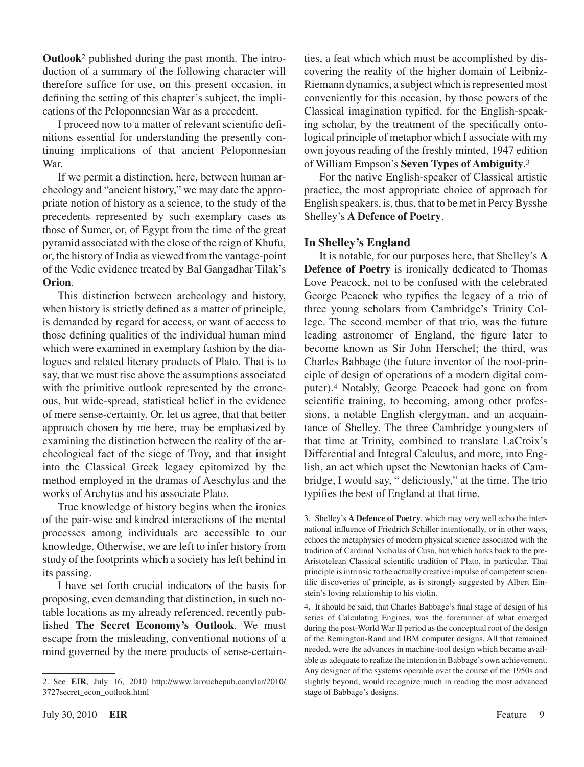**Outlook**[2] published during the past month. The introduction of a summary of the following character will therefore suffice for use, on this present occasion, in defining the setting of this chapter's subject, the implications of the Peloponnesian War as a precedent.

I proceed now to a matter of relevant scientific definitions essential for understanding the presently continuing implications of that ancient Peloponnesian War.

If we permit a distinction, here, between human archeology and "ancient history," we may date the appropriate notion of history as a science, to the study of the precedents represented by such exemplary cases as those of Sumer, or, of Egypt from the time of the great pyramid associated with the close of the reign of Khufu, or, the history of India as viewed from the vantage-point of the Vedic evidence treated by Bal Gangadhar Tilak's **Orion**.

This distinction between archeology and history, when history is strictly defined as a matter of principle, is demanded by regard for access, or want of access to those defining qualities of the individual human mind which were examined in exemplary fashion by the dialogues and related literary products of Plato. That is to say, that we must rise above the assumptions associated with the primitive outlook represented by the erroneous, but wide-spread, statistical belief in the evidence of mere sense-certainty. Or, let us agree, that that better approach chosen by me here, may be emphasized by examining the distinction between the reality of the archeological fact of the siege of Troy, and that insight into the Classical Greek legacy epitomized by the method employed in the dramas of Aeschylus and the works of Archytas and his associate Plato.

True knowledge of history begins when the ironies of the pair-wise and kindred interactions of the mental processes among individuals are accessible to our knowledge. Otherwise, we are left to infer history from study of the footprints which a society has left behind in its passing.

I have set forth crucial indicators of the basis for proposing, even demanding that distinction, in such notable locations as my already referenced, recently published **The Secret Economy's Outlook**. We must escape from the misleading, conventional notions of a mind governed by the mere products of sense-certainties, a feat which which must be accomplished by discovering the reality of the higher domain of Leibniz-Riemann dynamics, a subject which is represented most conveniently for this occasion, by those powers of the Classical imagination typified, for the English-speaking scholar, by the treatment of the specifically ontological principle of metaphor which I associate with my own joyous reading of the freshly minted, 1947 edition of William Empson's **Seven Types of Ambiguity**.[3]

For the native English-speaker of Classical artistic practice, the most appropriate choice of approach for English speakers, is, thus, that to be met in Percy Bysshe Shelley's **A Defence of Poetry**.

## In Shelley's England

It is notable, for our purposes here, that Shelley's **A Defence of Poetry** is ironically dedicated to Thomas Love Peacock, not to be confused with the celebrated George Peacock who typifies the legacy of a trio of three young scholars from Cambridge's Trinity College. The second member of that trio, was the future leading astronomer of England, the figure later to become known as Sir John Herschel; the third, was Charles Babbage (the future inventor of the root-principle of design of operations of a modern digital computer).[4] Notably, George Peacock had gone on from scientific training, to becoming, among other professions, a notable English clergyman, and an acquaintance of Shelley. The three Cambridge youngsters of that time at Trinity, combined to translate LaCroix's Differential and Integral Calculus, and more, into English, an act which upset the Newtonian hacks of Cambridge, I would say, " deliciously," at the time. The trio typifies the best of England at that time.

---

2. See **EIR**, July 16, 2010 http://www.larouchepub.com/lar/2010/3727secret_econ_outlook.html

3. Shelley's **A Defence of Poetry**, which may very well echo the international influence of Friedrich Schiller intentionally, or in other ways, echoes the metaphysics of modern physical science associated with the tradition of Cardinal Nicholas of Cusa, but which harks back to the pre-Aristotelean Classical scientific tradition of Plato, in particular. That principle is intrinsic to the actually creative impulse of competent scientific discoveries of principle, as is strongly suggested by Albert Einstein's loving relationship to his violin.

4. It should be said, that Charles Babbage's final stage of design of his series of Calculating Engines, was the forerunner of what emerged during the post-World War II period as the conceptual root of the design of the Remington-Rand and IBM computer designs. All that remained needed, were the advances in machine-tool design which became available as adequate to realize the intention in Babbage's own achievement. Any designer of the systems operable over the course of the 1950s and slightly beyond, would recognize much in reading the most advanced stage of Babbage's designs.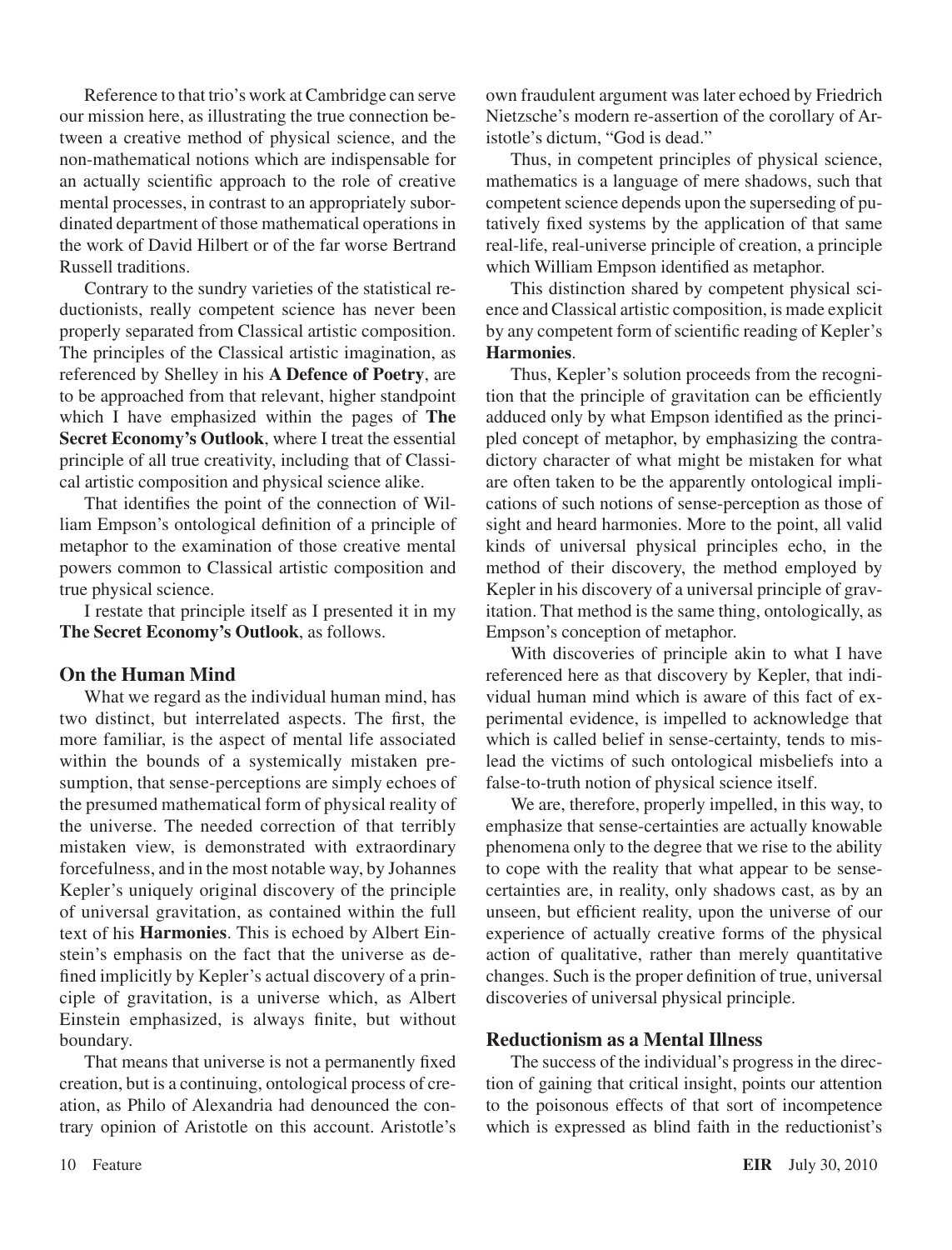Reference to that trio's work at Cambridge can serve our mission here, as illustrating the true connection between a creative method of physical science, and the non-mathematical notions which are indispensable for an actually scientific approach to the role of creative mental processes, in contrast to an appropriately subordinated department of those mathematical operations in the work of David Hilbert or of the far worse Bertrand Russell traditions.

Contrary to the sundry varieties of the statistical reductionists, really competent science has never been properly separated from Classical artistic composition. The principles of the Classical artistic imagination, as referenced by Shelley in his **A Defence of Poetry**, are to be approached from that relevant, higher standpoint which I have emphasized within the pages of **The Secret Economy's Outlook**, where I treat the essential principle of all true creativity, including that of Classical artistic composition and physical science alike.

That identifies the point of the connection of William Empson's ontological definition of a principle of metaphor to the examination of those creative mental powers common to Classical artistic composition and true physical science.

I restate that principle itself as I presented it in my **The Secret Economy's Outlook**, as follows.

## On the Human Mind

What we regard as the individual human mind, has two distinct, but interrelated aspects. The first, the more familiar, is the aspect of mental life associated within the bounds of a systemically mistaken presumption, that sense-perceptions are simply echoes of the presumed mathematical form of physical reality of the universe. The needed correction of that terribly mistaken view, is demonstrated with extraordinary forcefulness, and in the most notable way, by Johannes Kepler's uniquely original discovery of the principle of universal gravitation, as contained within the full text of his **Harmonies**. This is echoed by Albert Einstein's emphasis on the fact that the universe as defined implicitly by Kepler's actual discovery of a principle of gravitation, is a universe which, as Albert Einstein emphasized, is always finite, but without boundary.

That means that universe is not a permanently fixed creation, but is a continuing, ontological process of creation, as Philo of Alexandria had denounced the contrary opinion of Aristotle on this account. Aristotle's own fraudulent argument was later echoed by Friedrich Nietzsche's modern re-assertion of the corollary of Aristotle's dictum, "God is dead."

Thus, in competent principles of physical science, mathematics is a language of mere shadows, such that competent science depends upon the superseding of putatively fixed systems by the application of that same real-life, real-universe principle of creation, a principle which William Empson identified as metaphor.

This distinction shared by competent physical science and Classical artistic composition, is made explicit by any competent form of scientific reading of Kepler's **Harmonies**.

Thus, Kepler's solution proceeds from the recognition that the principle of gravitation can be efficiently adduced only by what Empson identified as the principled concept of metaphor, by emphasizing the contradictory character of what might be mistaken for what are often taken to be the apparently ontological implications of such notions of sense-perception as those of sight and heard harmonies. More to the point, all valid kinds of universal physical principles echo, in the method of their discovery, the method employed by Kepler in his discovery of a universal principle of gravitation. That method is the same thing, ontologically, as Empson's conception of metaphor.

With discoveries of principle akin to what I have referenced here as that discovery by Kepler, that individual human mind which is aware of this fact of experimental evidence, is impelled to acknowledge that which is called belief in sense-certainty, tends to mislead the victims of such ontological misbeliefs into a false-to-truth notion of physical science itself.

We are, therefore, properly impelled, in this way, to emphasize that sense-certainties are actually knowable phenomena only to the degree that we rise to the ability to cope with the reality that what appear to be sense-certainties are, in reality, only shadows cast, as by an unseen, but efficient reality, upon the universe of our experience of actually creative forms of the physical action of qualitative, rather than merely quantitative changes. Such is the proper definition of true, universal discoveries of universal physical principle.

## Reductionism as a Mental Illness

The success of the individual's progress in the direction of gaining that critical insight, points our attention to the poisonous effects of that sort of incompetence which is expressed as blind faith in the reductionist's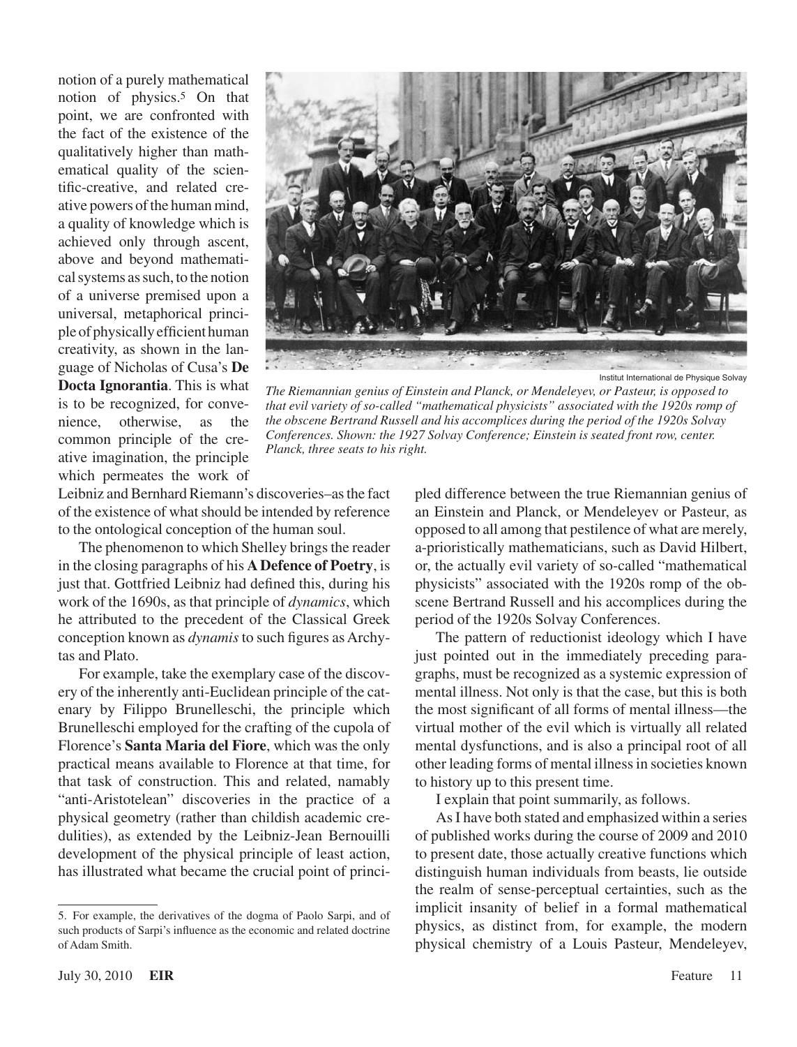notion of a purely mathematical notion of physics.[5] On that point, we are confronted with the fact of the existence of the qualitatively higher than mathematical quality of the scientific-creative, and related creative powers of the human mind, a quality of knowledge which is achieved only through ascent, above and beyond mathematical systems as such, to the notion of a universe premised upon a universal, metaphorical principle of physically efficient human creativity, as shown in the language of Nicholas of Cusa's **De Docta Ignorantia**. This is what is to be recognized, for convenience, otherwise, as the common principle of the creative imagination, the principle which permeates the work of Leibniz and Bernhard Riemann's discoveries–as the fact of the existence of what should be intended by reference to the ontological conception of the human soul.

Institut International de Physique Solvay

*The Riemannian genius of Einstein and Planck, or Mendeleyev, or Pasteur, is opposed to that evil variety of so-called "mathematical physicists" associated with the 1920s romp of the obscene Bertrand Russell and his accomplices during the period of the 1920s Solvay Conferences. Shown: the 1927 Solvay Conference; Einstein is seated front row, center. Planck, three seats to his right.*

The phenomenon to which Shelley brings the reader in the closing paragraphs of his **A Defence of Poetry**, is just that. Gottfried Leibniz had defined this, during his work of the 1690s, as that principle of *dynamics*, which he attributed to the precedent of the Classical Greek conception known as *dynamis* to such figures as Archytas and Plato.

For example, take the exemplary case of the discovery of the inherently anti-Euclidean principle of the catenary by Filippo Brunelleschi, the principle which Brunelleschi employed for the crafting of the cupola of Florence's **Santa Maria del Fiore**, which was the only practical means available to Florence at that time, for that task of construction. This and related, namably "anti-Aristotelean" discoveries in the practice of a physical geometry (rather than childish academic credulities), as extended by the Leibniz-Jean Bernouilli development of the physical principle of least action, has illustrated what became the crucial point of principled difference between the true Riemannian genius of an Einstein and Planck, or Mendeleyev or Pasteur, as opposed to all among that pestilence of what are merely, a-prioristically mathematicians, such as David Hilbert, or, the actually evil variety of so-called "mathematical physicists" associated with the 1920s romp of the obscene Bertrand Russell and his accomplices during the period of the 1920s Solvay Conferences.

The pattern of reductionist ideology which I have just pointed out in the immediately preceding paragraphs, must be recognized as a systemic expression of mental illness. Not only is that the case, but this is both the most significant of all forms of mental illness—the virtual mother of the evil which is virtually all related mental dysfunctions, and is also a principal root of all other leading forms of mental illness in societies known to history up to this present time.

I explain that point summarily, as follows.

As I have both stated and emphasized within a series of published works during the course of 2009 and 2010 to present date, those actually creative functions which distinguish human individuals from beasts, lie outside the realm of sense-perceptual certainties, such as the implicit insanity of belief in a formal mathematical physics, as distinct from, for example, the modern physical chemistry of a Louis Pasteur, Mendeleyev,

---

5. For example, the derivatives of the dogma of Paolo Sarpi, and of such products of Sarpi's influence as the economic and related doctrine of Adam Smith.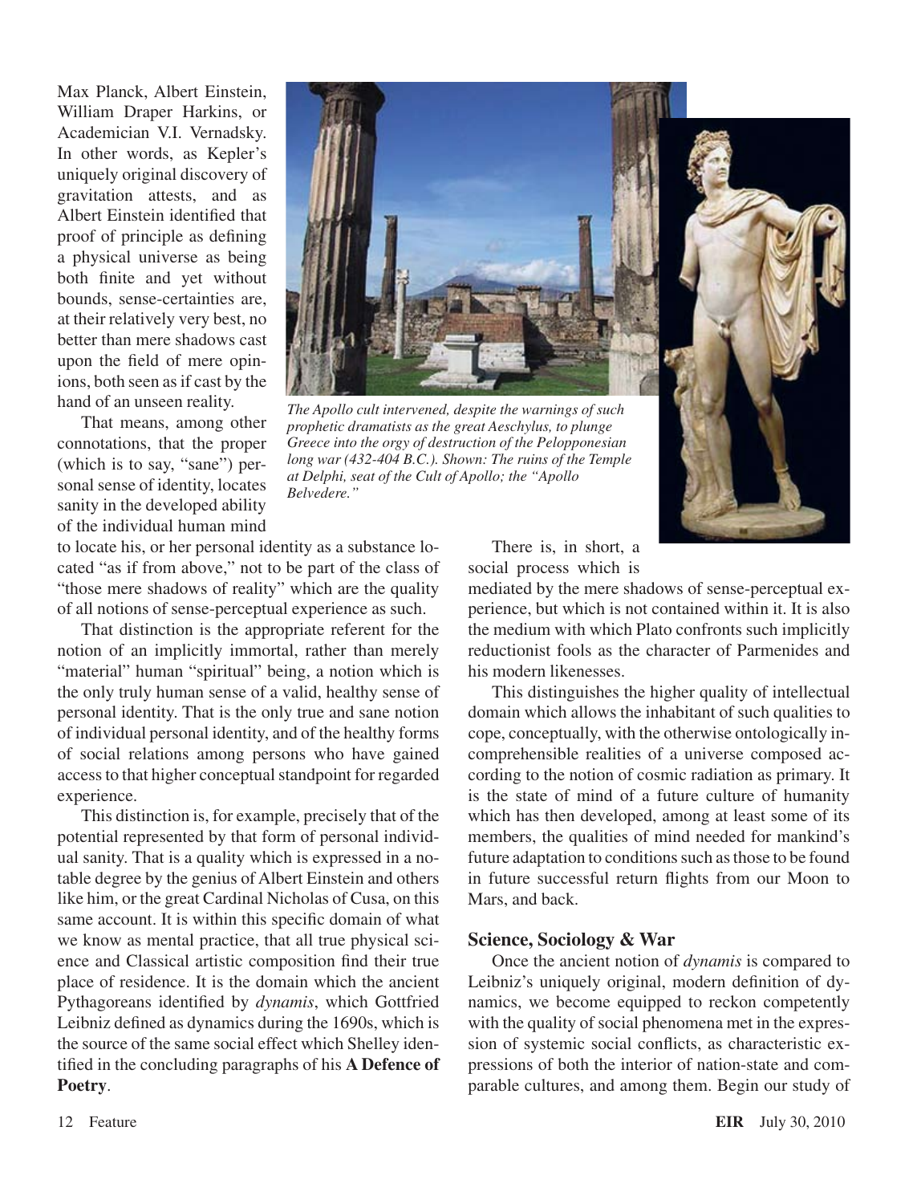Max Planck, Albert Einstein, William Draper Harkins, or Academician V.I. Vernadsky. In other words, as Kepler's uniquely original discovery of gravitation attests, and as Albert Einstein identified that proof of principle as defining a physical universe as being both finite and yet without bounds, sense-certainties are, at their relatively very best, no better than mere shadows cast upon the field of mere opinions, both seen as if cast by the hand of an unseen reality.

That means, among other connotations, that the proper (which is to say, "sane") personal sense of identity, locates sanity in the developed ability of the individual human mind to locate his, or her personal identity as a substance located "as if from above," not to be part of the class of "those mere shadows of reality" which are the quality of all notions of sense-perceptual experience as such.

That distinction is the appropriate referent for the notion of an implicitly immortal, rather than merely "material" human "spiritual" being, a notion which is the only truly human sense of a valid, healthy sense of personal identity. That is the only true and sane notion of individual personal identity, and of the healthy forms of social relations among persons who have gained access to that higher conceptual standpoint for regarded experience.

This distinction is, for example, precisely that of the potential represented by that form of personal individual sanity. That is a quality which is expressed in a notable degree by the genius of Albert Einstein and others like him, or the great Cardinal Nicholas of Cusa, on this same account. It is within this specific domain of what we know as mental practice, that all true physical science and Classical artistic composition find their true place of residence. It is the domain which the ancient Pythagoreans identified by *dynamis*, which Gottfried Leibniz defined as dynamics during the 1690s, which is the source of the same social effect which Shelley identified in the concluding paragraphs of his **A Defence of Poetry**.

*The Apollo cult intervened, despite the warnings of such prophetic dramatists as the great Aeschylus, to plunge Greece into the orgy of destruction of the Pelopponesian long war (432-404 B.C.). Shown: The ruins of the Temple at Delphi, seat of the Cult of Apollo; the "Apollo Belvedere."*

There is, in short, a social process which is mediated by the mere shadows of sense-perceptual experience, but which is not contained within it. It is also the medium with which Plato confronts such implicitly reductionist fools as the character of Parmenides and his modern likenesses.

This distinguishes the higher quality of intellectual domain which allows the inhabitant of such qualities to cope, conceptually, with the otherwise ontologically incomprehensible realities of a universe composed according to the notion of cosmic radiation as primary. It is the state of mind of a future culture of humanity which has then developed, among at least some of its members, the qualities of mind needed for mankind's future adaptation to conditions such as those to be found in future successful return flights from our Moon to Mars, and back.

### Science, Sociology & War

Once the ancient notion of *dynamis* is compared to Leibniz's uniquely original, modern definition of dynamics, we become equipped to reckon competently with the quality of social phenomena met in the expression of systemic social conflicts, as characteristic expressions of both the interior of nation-state and comparable cultures, and among them. Begin our study of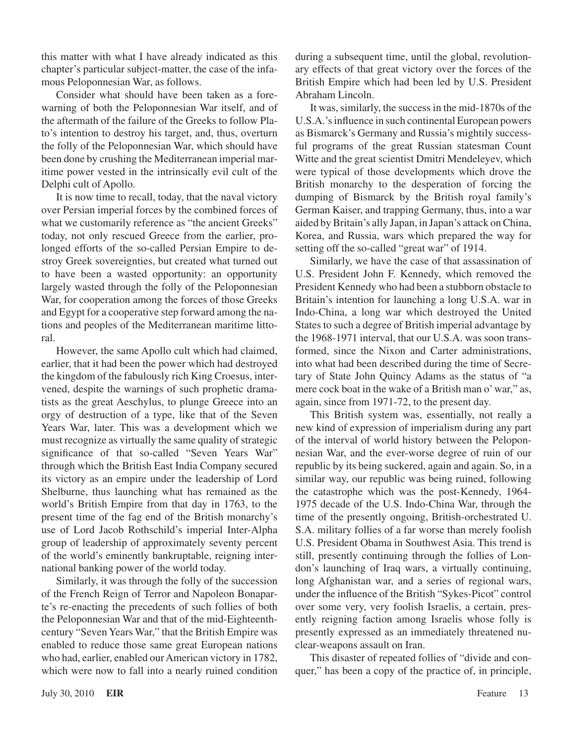this matter with what I have already indicated as this chapter's particular subject-matter, the case of the infamous Peloponnesian War, as follows.

Consider what should have been taken as a forewarning of both the Peloponnesian War itself, and of the aftermath of the failure of the Greeks to follow Plato's intention to destroy his target, and, thus, overturn the folly of the Peloponnesian War, which should have been done by crushing the Mediterranean imperial maritime power vested in the intrinsically evil cult of the Delphi cult of Apollo.

It is now time to recall, today, that the naval victory over Persian imperial forces by the combined forces of what we customarily reference as "the ancient Greeks" today, not only rescued Greece from the earlier, prolonged efforts of the so-called Persian Empire to destroy Greek sovereignties, but created what turned out to have been a wasted opportunity: an opportunity largely wasted through the folly of the Peloponnesian War, for cooperation among the forces of those Greeks and Egypt for a cooperative step forward among the nations and peoples of the Mediterranean maritime littoral.

However, the same Apollo cult which had claimed, earlier, that it had been the power which had destroyed the kingdom of the fabulously rich King Croesus, intervened, despite the warnings of such prophetic dramatists as the great Aeschylus, to plunge Greece into an orgy of destruction of a type, like that of the Seven Years War, later. This was a development which we must recognize as virtually the same quality of strategic significance of that so-called "Seven Years War" through which the British East India Company secured its victory as an empire under the leadership of Lord Shelburne, thus launching what has remained as the world's British Empire from that day in 1763, to the present time of the fag end of the British monarchy's use of Lord Jacob Rothschild's imperial Inter-Alpha group of leadership of approximately seventy percent of the world's eminently bankruptable, reigning international banking power of the world today.

Similarly, it was through the folly of the succession of the French Reign of Terror and Napoleon Bonaparte's re-enacting the precedents of such follies of both the Peloponnesian War and that of the mid-Eighteenth-century "Seven Years War," that the British Empire was enabled to reduce those same great European nations who had, earlier, enabled our American victory in 1782, which were now to fall into a nearly ruined condition during a subsequent time, until the global, revolutionary effects of that great victory over the forces of the British Empire which had been led by U.S. President Abraham Lincoln.

It was, similarly, the success in the mid-1870s of the U.S.A.'s influence in such continental European powers as Bismarck's Germany and Russia's mightily successful programs of the great Russian statesman Count Witte and the great scientist Dmitri Mendeleyev, which were typical of those developments which drove the British monarchy to the desperation of forcing the dumping of Bismarck by the British royal family's German Kaiser, and trapping Germany, thus, into a war aided by Britain's ally Japan, in Japan's attack on China, Korea, and Russia, wars which prepared the way for setting off the so-called "great war" of 1914.

Similarly, we have the case of that assassination of U.S. President John F. Kennedy, which removed the President Kennedy who had been a stubborn obstacle to Britain's intention for launching a long U.S.A. war in Indo-China, a long war which destroyed the United States to such a degree of British imperial advantage by the 1968-1971 interval, that our U.S.A. was soon transformed, since the Nixon and Carter administrations, into what had been described during the time of Secretary of State John Quincy Adams as the status of "a mere cock boat in the wake of a British man o' war," as, again, since from 1971-72, to the present day.

This British system was, essentially, not really a new kind of expression of imperialism during any part of the interval of world history between the Peloponnesian War, and the ever-worse degree of ruin of our republic by its being suckered, again and again. So, in a similar way, our republic was being ruined, following the catastrophe which was the post-Kennedy, 1964-1975 decade of the U.S. Indo-China War, through the time of the presently ongoing, British-orchestrated U.S.A. military follies of a far worse than merely foolish U.S. President Obama in Southwest Asia. This trend is still, presently continuing through the follies of London's launching of Iraq wars, a virtually continuing, long Afghanistan war, and a series of regional wars, under the influence of the British "Sykes-Picot" control over some very, very foolish Israelis, a certain, presently reigning faction among Israelis whose folly is presently expressed as an immediately threatened nuclear-weapons assault on Iran.

This disaster of repeated follies of "divide and conquer," has been a copy of the practice of, in principle,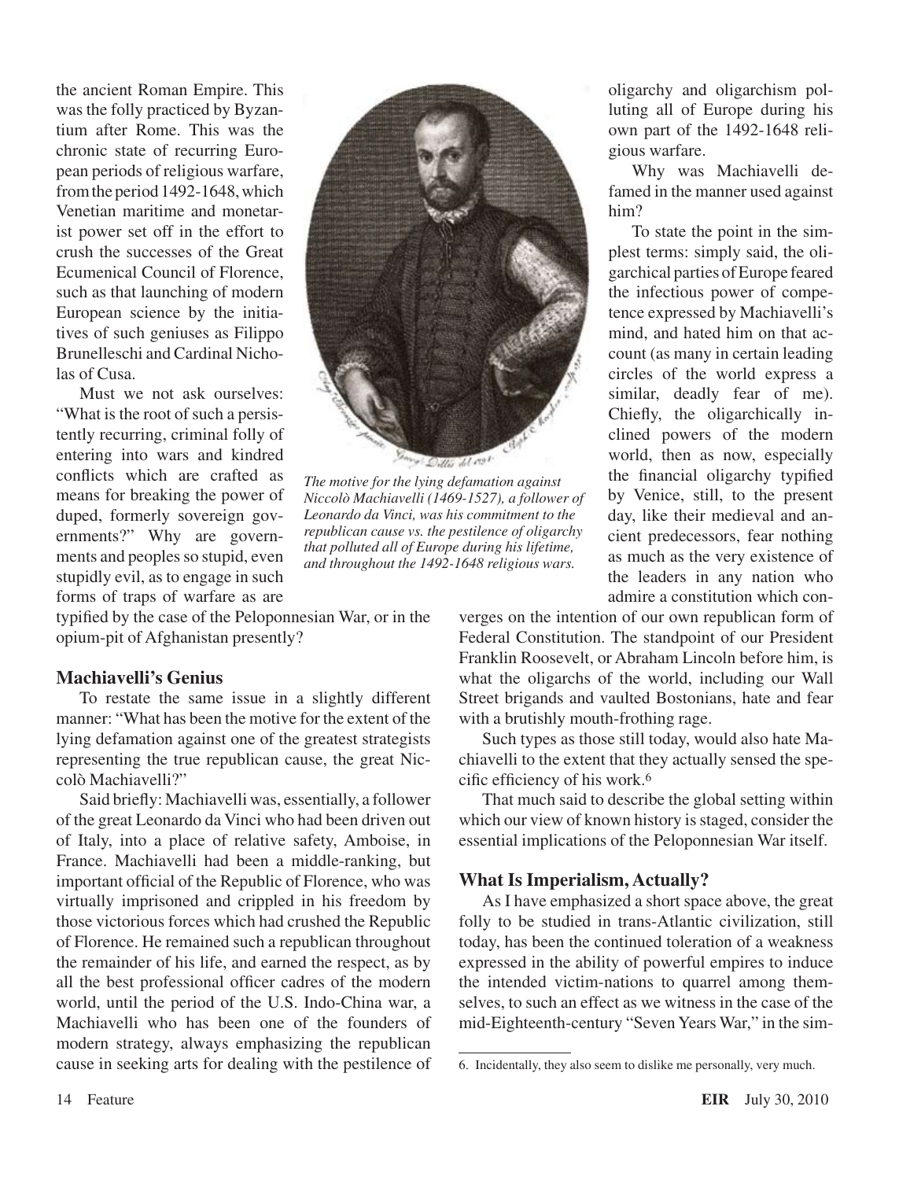the ancient Roman Empire. This was the folly practiced by Byzantium after Rome. This was the chronic state of recurring European periods of religious warfare, from the period 1492-1648, which Venetian maritime and monetarist power set off in the effort to crush the successes of the Great Ecumenical Council of Florence, such as that launching of modern European science by the initiatives of such geniuses as Filippo Brunelleschi and Cardinal Nicholas of Cusa.

Must we not ask ourselves: "What is the root of such a persistently recurring, criminal folly of entering into wars and kindred conflicts which are crafted as means for breaking the power of duped, formerly sovereign governments?" Why are governments and peoples so stupid, even stupidly evil, as to engage in such forms of traps of warfare as are typified by the case of the Peloponnesian War, or in the opium-pit of Afghanistan presently?

*The motive for the lying defamation against Niccolò Machiavelli (1469-1527), a follower of Leonardo da Vinci, was his commitment to the republican cause vs. the pestilence of oligarchy that polluted all of Europe during his lifetime, and throughout the 1492-1648 religious wars.*

## Machiavelli's Genius

To restate the same issue in a slightly different manner: "What has been the motive for the extent of the lying defamation against one of the greatest strategists representing the true republican cause, the great Niccolò Machiavelli?"

Said briefly: Machiavelli was, essentially, a follower of the great Leonardo da Vinci who had been driven out of Italy, into a place of relative safety, Amboise, in France. Machiavelli had been a middle-ranking, but important official of the Republic of Florence, who was virtually imprisoned and crippled in his freedom by those victorious forces which had crushed the Republic of Florence. He remained such a republican throughout the remainder of his life, and earned the respect, as by all the best professional officer cadres of the modern world, until the period of the U.S. Indo-China war, a Machiavelli who has been one of the founders of modern strategy, always emphasizing the republican cause in seeking arts for dealing with the pestilence of oligarchy and oligarchism polluting all of Europe during his own part of the 1492-1648 religious warfare.

Why was Machiavelli defamed in the manner used against him?

To state the point in the simplest terms: simply said, the oligarchical parties of Europe feared the infectious power of competence expressed by Machiavelli's mind, and hated him on that account (as many in certain leading circles of the world express a similar, deadly fear of me). Chiefly, the oligarchically inclined powers of the modern world, then as now, especially the financial oligarchy typified by Venice, still, to the present day, like their medieval and ancient predecessors, fear nothing as much as the very existence of the leaders in any nation who admire a constitution which converges on the intention of our own republican form of Federal Constitution. The standpoint of our President Franklin Roosevelt, or Abraham Lincoln before him, is what the oligarchs of the world, including our Wall Street brigands and vaulted Bostonians, hate and fear with a brutishly mouth-frothing rage.

Such types as those still today, would also hate Machiavelli to the extent that they actually sensed the specific efficiency of his work.[6]

That much said to describe the global setting within which our view of known history is staged, consider the essential implications of the Peloponnesian War itself.

## What Is Imperialism, Actually?

As I have emphasized a short space above, the great folly to be studied in trans-Atlantic civilization, still today, has been the continued toleration of a weakness expressed in the ability of powerful empires to induce the intended victim-nations to quarrel among themselves, to such an effect as we witness in the case of the mid-Eighteenth-century "Seven Years War," in the sim-

---

6. Incidentally, they also seem to dislike me personally, very much.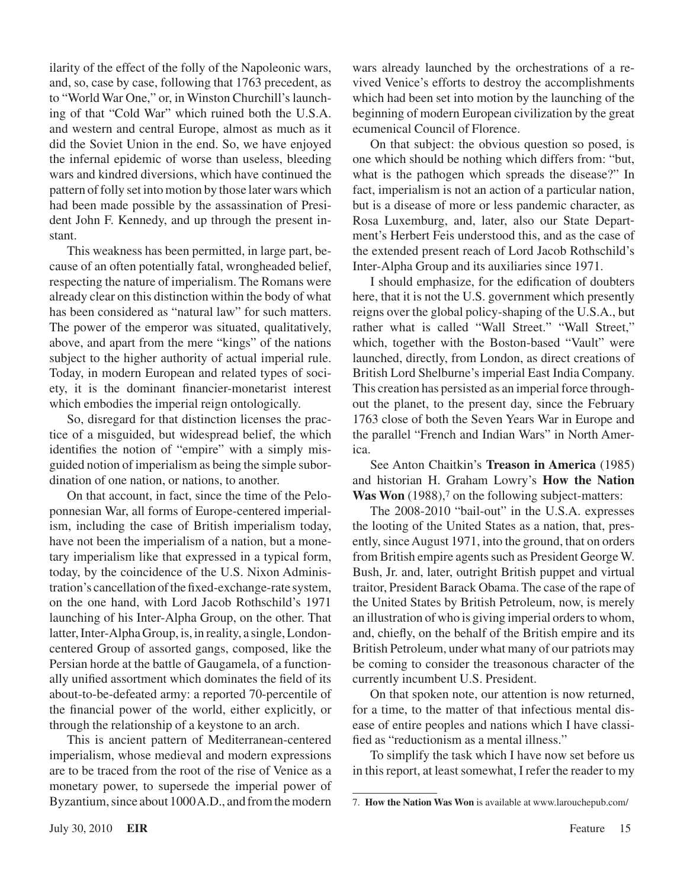ilarity of the effect of the folly of the Napoleonic wars, and, so, case by case, following that 1763 precedent, as to "World War One," or, in Winston Churchill's launching of that "Cold War" which ruined both the U.S.A. and western and central Europe, almost as much as it did the Soviet Union in the end. So, we have enjoyed the infernal epidemic of worse than useless, bleeding wars and kindred diversions, which have continued the pattern of folly set into motion by those later wars which had been made possible by the assassination of President John F. Kennedy, and up through the present instant.

This weakness has been permitted, in large part, because of an often potentially fatal, wrongheaded belief, respecting the nature of imperialism. The Romans were already clear on this distinction within the body of what has been considered as "natural law" for such matters. The power of the emperor was situated, qualitatively, above, and apart from the mere "kings" of the nations subject to the higher authority of actual imperial rule. Today, in modern European and related types of society, it is the dominant financier-monetarist interest which embodies the imperial reign ontologically.

So, disregard for that distinction licenses the practice of a misguided, but widespread belief, the which identifies the notion of "empire" with a simply misguided notion of imperialism as being the simple subordination of one nation, or nations, to another.

On that account, in fact, since the time of the Peloponnesian War, all forms of Europe-centered imperialism, including the case of British imperialism today, have not been the imperialism of a nation, but a monetary imperialism like that expressed in a typical form, today, by the coincidence of the U.S. Nixon Administration's cancellation of the fixed-exchange-rate system, on the one hand, with Lord Jacob Rothschild's 1971 launching of his Inter-Alpha Group, on the other. That latter, Inter-Alpha Group, is, in reality, a single, London-centered Group of assorted gangs, composed, like the Persian horde at the battle of Gaugamela, of a functionally unified assortment which dominates the field of its about-to-be-defeated army: a reported 70-percentile of the financial power of the world, either explicitly, or through the relationship of a keystone to an arch.

This is ancient pattern of Mediterranean-centered imperialism, whose medieval and modern expressions are to be traced from the root of the rise of Venice as a monetary power, to supersede the imperial power of Byzantium, since about 1000 A.D., and from the modern wars already launched by the orchestrations of a revived Venice's efforts to destroy the accomplishments which had been set into motion by the launching of the beginning of modern European civilization by the great ecumenical Council of Florence.

On that subject: the obvious question so posed, is one which should be nothing which differs from: "but, what is the pathogen which spreads the disease?" In fact, imperialism is not an action of a particular nation, but is a disease of more or less pandemic character, as Rosa Luxemburg, and, later, also our State Department's Herbert Feis understood this, and as the case of the extended present reach of Lord Jacob Rothschild's Inter-Alpha Group and its auxiliaries since 1971.

I should emphasize, for the edification of doubters here, that it is not the U.S. government which presently reigns over the global policy-shaping of the U.S.A., but rather what is called "Wall Street." "Wall Street," which, together with the Boston-based "Vault" were launched, directly, from London, as direct creations of British Lord Shelburne's imperial East India Company. This creation has persisted as an imperial force throughout the planet, to the present day, since the February 1763 close of both the Seven Years War in Europe and the parallel "French and Indian Wars" in North America.

See Anton Chaitkin's **Treason in America** (1985) and historian H. Graham Lowry's **How the Nation Was Won** (1988),[7] on the following subject-matters:

The 2008-2010 "bail-out" in the U.S.A. expresses the looting of the United States as a nation, that, presently, since August 1971, into the ground, that on orders from British empire agents such as President George W. Bush, Jr. and, later, outright British puppet and virtual traitor, President Barack Obama. The case of the rape of the United States by British Petroleum, now, is merely an illustration of who is giving imperial orders to whom, and, chiefly, on the behalf of the British empire and its British Petroleum, under what many of our patriots may be coming to consider the treasonous character of the currently incumbent U.S. President.

On that spoken note, our attention is now returned, for a time, to the matter of that infectious mental disease of entire peoples and nations which I have classified as "reductionism as a mental illness."

To simplify the task which I have now set before us in this report, at least somewhat, I refer the reader to my

---

7. **How the Nation Was Won** is available at www.larouchepub.com/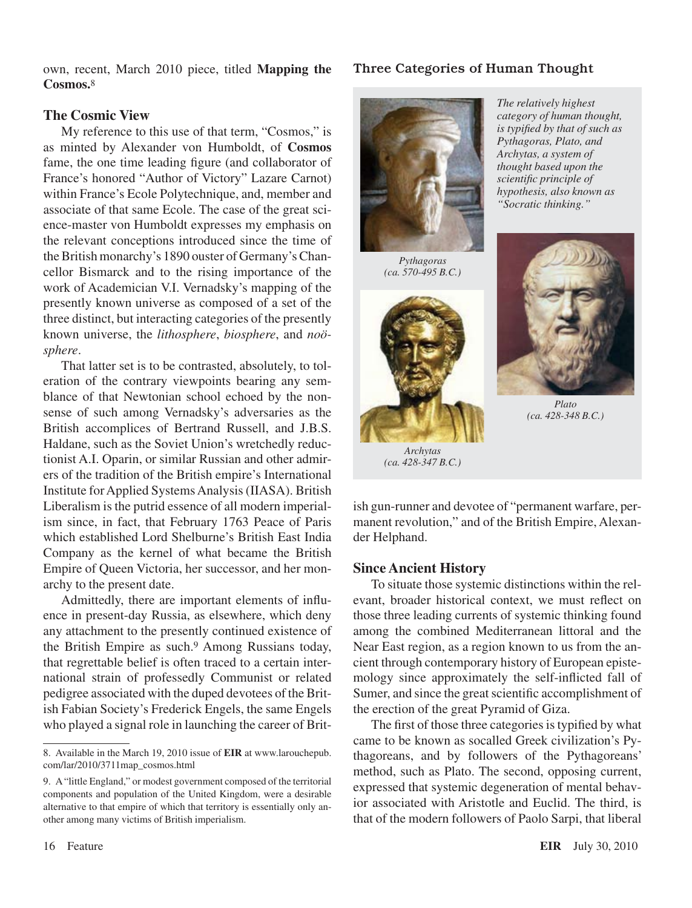own, recent, March 2010 piece, titled **Mapping the Cosmos.**[8]

## The Cosmic View

My reference to this use of that term, "Cosmos," is as minted by Alexander von Humboldt, of **Cosmos** fame, the one time leading figure (and collaborator of France's honored "Author of Victory" Lazare Carnot) within France's Ecole Polytechnique, and, member and associate of that same Ecole. The case of the great science-master von Humboldt expresses my emphasis on the relevant conceptions introduced since the time of the British monarchy's 1890 ouster of Germany's Chancellor Bismarck and to the rising importance of the work of Academician V.I. Vernadsky's mapping of the presently known universe as composed of a set of the three distinct, but interacting categories of the presently known universe, the *lithosphere*, *biosphere*, and *noösphere*.

That latter set is to be contrasted, absolutely, to toleration of the contrary viewpoints bearing any semblance of that Newtonian school echoed by the nonsense of such among Vernadsky's adversaries as the British accomplices of Bertrand Russell, and J.B.S. Haldane, such as the Soviet Union's wretchedly reductionist A.I. Oparin, or similar Russian and other admirers of the tradition of the British empire's International Institute for Applied Systems Analysis (IIASA). British Liberalism is the putrid essence of all modern imperialism since, in fact, that February 1763 Peace of Paris which established Lord Shelburne's British East India Company as the kernel of what became the British Empire of Queen Victoria, her successor, and her monarchy to the present date.

Admittedly, there are important elements of influence in present-day Russia, as elsewhere, which deny any attachment to the presently continued existence of the British Empire as such.[9] Among Russians today, that regrettable belief is often traced to a certain international strain of professedly Communist or related pedigree associated with the duped devotees of the British Fabian Society's Frederick Engels, the same Engels who played a signal role in launching the career of British gun-runner and devotee of "permanent warfare, permanent revolution," and of the British Empire, Alexander Helphand.

### Three Categories of Human Thought

*The relatively highest category of human thought, is typified by that of such as Pythagoras, Plato, and Archytas, a system of thought based upon the scientific principle of hypothesis, also known as "Socratic thinking."*

*Pythagoras (ca. 570-495 B.C.)*

*Plato (ca. 428-348 B.C.)*

*Archytas (ca. 428-347 B.C.)*

## Since Ancient History

To situate those systemic distinctions within the relevant, broader historical context, we must reflect on those three leading currents of systemic thinking found among the combined Mediterranean littoral and the Near East region, as a region known to us from the ancient through contemporary history of European epistemology since approximately the self-inflicted fall of Sumer, and since the great scientific accomplishment of the erection of the great Pyramid of Giza.

The first of those three categories is typified by what came to be known as socalled Greek civilization's Pythagoreans, and by followers of the Pythagoreans' method, such as Plato. The second, opposing current, expressed that systemic degeneration of mental behavior associated with Aristotle and Euclid. The third, is that of the modern followers of Paolo Sarpi, that liberal

---

8. Available in the March 19, 2010 issue of **EIR** at www.larouchepub.com/lar/2010/3711map_cosmos.html

9. A "little England," or modest government composed of the territorial components and population of the United Kingdom, were a desirable alternative to that empire of which that territory is essentially only another among many victims of British imperialism.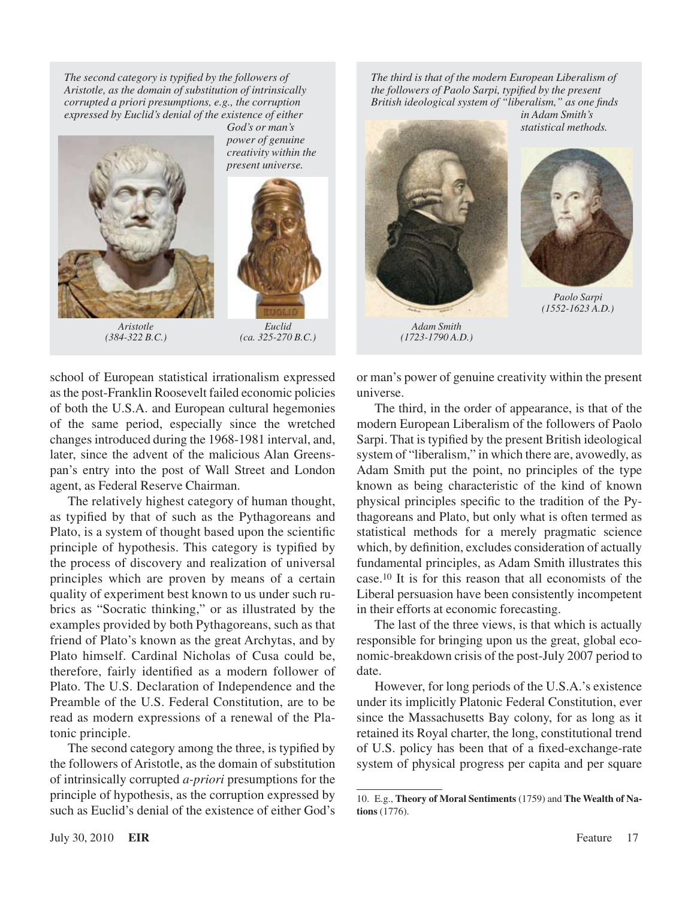*The second category is typified by the followers of Aristotle, as the domain of substitution of intrinsically corrupted a priori presumptions, e.g., the corruption expressed by Euclid's denial of the existence of either God's or man's power of genuine creativity within the present universe.*

*Aristotle (384-322 B.C.)*

*Euclid (ca. 325-270 B.C.)*

*The third is that of the modern European Liberalism of the followers of Paolo Sarpi, typified by the present British ideological system of "liberalism," as one finds in Adam Smith's statistical methods.*

*Adam Smith (1723-1790 A.D.)*

*Paolo Sarpi (1552-1623 A.D.)*

school of European statistical irrationalism expressed as the post-Franklin Roosevelt failed economic policies of both the U.S.A. and European cultural hegemonies of the same period, especially since the wretched changes introduced during the 1968-1981 interval, and, later, since the advent of the malicious Alan Greenspan's entry into the post of Wall Street and London agent, as Federal Reserve Chairman.

The relatively highest category of human thought, as typified by that of such as the Pythagoreans and Plato, is a system of thought based upon the scientific principle of hypothesis. This category is typified by the process of discovery and realization of universal principles which are proven by means of a certain quality of experiment best known to us under such rubrics as "Socratic thinking," or as illustrated by the examples provided by both Pythagoreans, such as that friend of Plato's known as the great Archytas, and by Plato himself. Cardinal Nicholas of Cusa could be, therefore, fairly identified as a modern follower of Plato. The U.S. Declaration of Independence and the Preamble of the U.S. Federal Constitution, are to be read as modern expressions of a renewal of the Platonic principle.

The second category among the three, is typified by the followers of Aristotle, as the domain of substitution of intrinsically corrupted *a-priori* presumptions for the principle of hypothesis, as the corruption expressed by such as Euclid's denial of the existence of either God's or man's power of genuine creativity within the present universe.

The third, in the order of appearance, is that of the modern European Liberalism of the followers of Paolo Sarpi. That is typified by the present British ideological system of "liberalism," in which there are, avowedly, as Adam Smith put the point, no principles of the type known as being characteristic of the kind of known physical principles specific to the tradition of the Pythagoreans and Plato, but only what is often termed as statistical methods for a merely pragmatic science which, by definition, excludes consideration of actually fundamental principles, as Adam Smith illustrates this case.[10] It is for this reason that all economists of the Liberal persuasion have been consistently incompetent in their efforts at economic forecasting.

The last of the three views, is that which is actually responsible for bringing upon us the great, global economic-breakdown crisis of the post-July 2007 period to date.

However, for long periods of the U.S.A.'s existence under its implicitly Platonic Federal Constitution, ever since the Massachusetts Bay colony, for as long as it retained its Royal charter, the long, constitutional trend of U.S. policy has been that of a fixed-exchange-rate system of physical progress per capita and per square

10. E.g., **Theory of Moral Sentiments** (1759) and **The Wealth of Nations** (1776).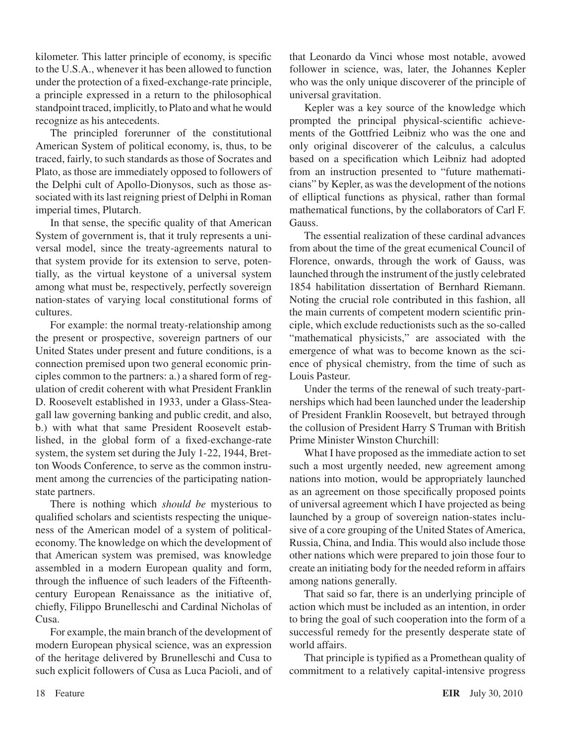kilometer. This latter principle of economy, is specific to the U.S.A., whenever it has been allowed to function under the protection of a fixed-exchange-rate principle, a principle expressed in a return to the philosophical standpoint traced, implicitly, to Plato and what he would recognize as his antecedents.

The principled forerunner of the constitutional American System of political economy, is, thus, to be traced, fairly, to such standards as those of Socrates and Plato, as those are immediately opposed to followers of the Delphi cult of Apollo-Dionysos, such as those associated with its last reigning priest of Delphi in Roman imperial times, Plutarch.

In that sense, the specific quality of that American System of government is, that it truly represents a universal model, since the treaty-agreements natural to that system provide for its extension to serve, potentially, as the virtual keystone of a universal system among what must be, respectively, perfectly sovereign nation-states of varying local constitutional forms of cultures.

For example: the normal treaty-relationship among the present or prospective, sovereign partners of our United States under present and future conditions, is a connection premised upon two general economic principles common to the partners: a.) a shared form of regulation of credit coherent with what President Franklin D. Roosevelt established in 1933, under a Glass-Steagall law governing banking and public credit, and also, b.) with what that same President Roosevelt established, in the global form of a fixed-exchange-rate system, the system set during the July 1-22, 1944, Bretton Woods Conference, to serve as the common instrument among the currencies of the participating nation-state partners.

There is nothing which *should be* mysterious to qualified scholars and scientists respecting the uniqueness of the American model of a system of political-economy. The knowledge on which the development of that American system was premised, was knowledge assembled in a modern European quality and form, through the influence of such leaders of the Fifteenth-century European Renaissance as the initiative of, chiefly, Filippo Brunelleschi and Cardinal Nicholas of Cusa.

For example, the main branch of the development of modern European physical science, was an expression of the heritage delivered by Brunelleschi and Cusa to such explicit followers of Cusa as Luca Pacioli, and of that Leonardo da Vinci whose most notable, avowed follower in science, was, later, the Johannes Kepler who was the only unique discoverer of the principle of universal gravitation.

Kepler was a key source of the knowledge which prompted the principal physical-scientific achievements of the Gottfried Leibniz who was the one and only original discoverer of the calculus, a calculus based on a specification which Leibniz had adopted from an instruction presented to "future mathematicians" by Kepler, as was the development of the notions of elliptical functions as physical, rather than formal mathematical functions, by the collaborators of Carl F. Gauss.

The essential realization of these cardinal advances from about the time of the great ecumenical Council of Florence, onwards, through the work of Gauss, was launched through the instrument of the justly celebrated 1854 habilitation dissertation of Bernhard Riemann. Noting the crucial role contributed in this fashion, all the main currents of competent modern scientific principle, which exclude reductionists such as the so-called "mathematical physicists," are associated with the emergence of what was to become known as the science of physical chemistry, from the time of such as Louis Pasteur.

Under the terms of the renewal of such treaty-partnerships which had been launched under the leadership of President Franklin Roosevelt, but betrayed through the collusion of President Harry S Truman with British Prime Minister Winston Churchill:

What I have proposed as the immediate action to set such a most urgently needed, new agreement among nations into motion, would be appropriately launched as an agreement on those specifically proposed points of universal agreement which I have projected as being launched by a group of sovereign nation-states inclusive of a core grouping of the United States of America, Russia, China, and India. This would also include those other nations which were prepared to join those four to create an initiating body for the needed reform in affairs among nations generally.

That said so far, there is an underlying principle of action which must be included as an intention, in order to bring the goal of such cooperation into the form of a successful remedy for the presently desperate state of world affairs.

That principle is typified as a Promethean quality of commitment to a relatively capital-intensive progress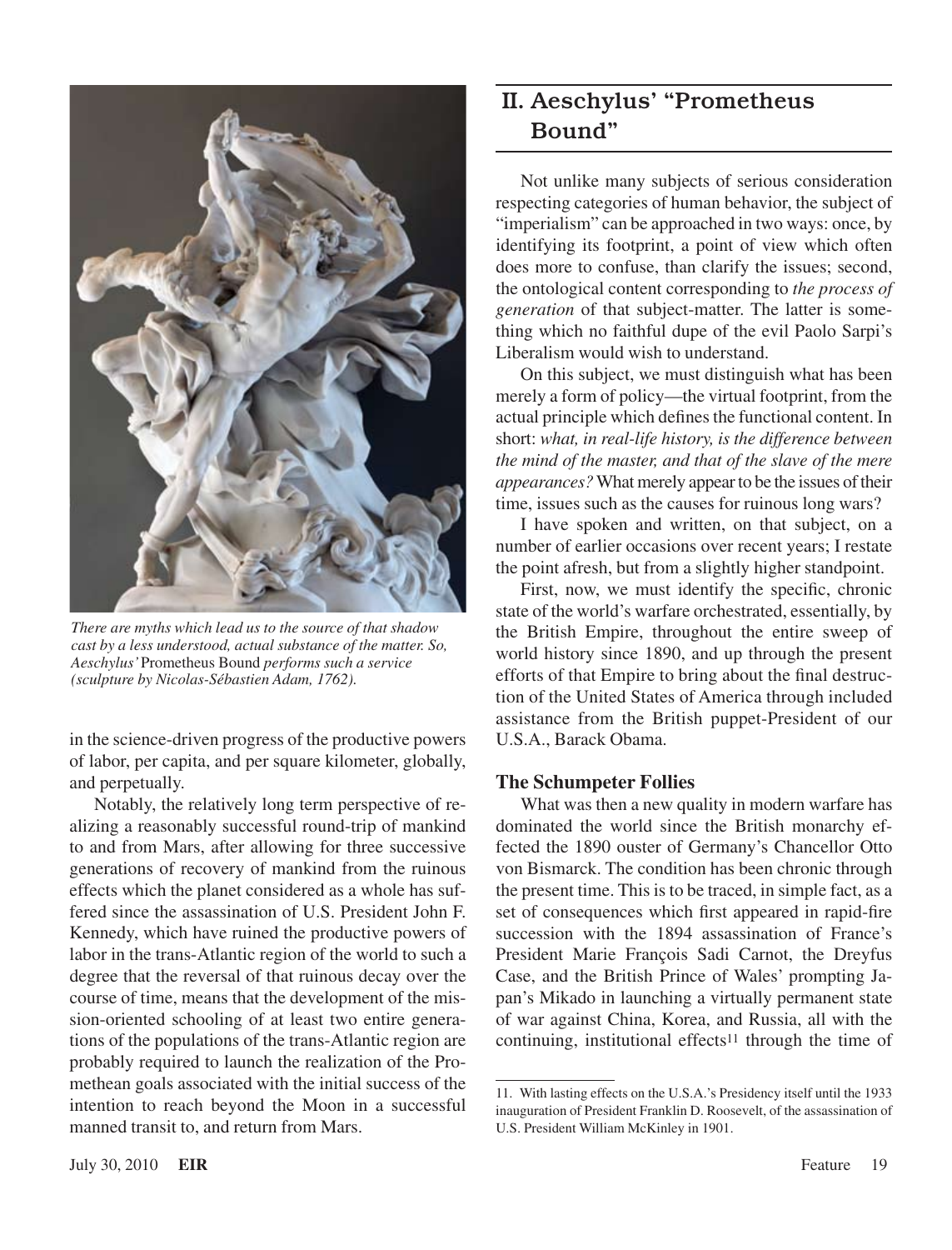*There are myths which lead us to the source of that shadow cast by a less understood, actual substance of the matter. So, Aeschylus'* Prometheus Bound *performs such a service (sculpture by Nicolas-Sébastien Adam, 1762).*

in the science-driven progress of the productive powers of labor, per capita, and per square kilometer, globally, and perpetually.

Notably, the relatively long term perspective of realizing a reasonably successful round-trip of mankind to and from Mars, after allowing for three successive generations of recovery of mankind from the ruinous effects which the planet considered as a whole has suffered since the assassination of U.S. President John F. Kennedy, which have ruined the productive powers of labor in the trans-Atlantic region of the world to such a degree that the reversal of that ruinous decay over the course of time, means that the development of the mission-oriented schooling of at least two entire generations of the populations of the trans-Atlantic region are probably required to launch the realization of the Promethean goals associated with the initial success of the intention to reach beyond the Moon in a successful manned transit to, and return from Mars.

## II. Aeschylus' "Prometheus Bound"

Not unlike many subjects of serious consideration respecting categories of human behavior, the subject of "imperialism" can be approached in two ways: once, by identifying its footprint, a point of view which often does more to confuse, than clarify the issues; second, the ontological content corresponding to *the process of generation* of that subject-matter. The latter is something which no faithful dupe of the evil Paolo Sarpi's Liberalism would wish to understand.

On this subject, we must distinguish what has been merely a form of policy—the virtual footprint, from the actual principle which defines the functional content. In short: *what, in real-life history, is the difference between the mind of the master, and that of the slave of the mere appearances?* What merely appear to be the issues of their time, issues such as the causes for ruinous long wars?

I have spoken and written, on that subject, on a number of earlier occasions over recent years; I restate the point afresh, but from a slightly higher standpoint.

First, now, we must identify the specific, chronic state of the world's warfare orchestrated, essentially, by the British Empire, throughout the entire sweep of world history since 1890, and up through the present efforts of that Empire to bring about the final destruction of the United States of America through included assistance from the British puppet-President of our U.S.A., Barack Obama.

### The Schumpeter Follies

What was then a new quality in modern warfare has dominated the world since the British monarchy effected the 1890 ouster of Germany's Chancellor Otto von Bismarck. The condition has been chronic through the present time. This is to be traced, in simple fact, as a set of consequences which first appeared in rapid-fire succession with the 1894 assassination of France's President Marie François Sadi Carnot, the Dreyfus Case, and the British Prince of Wales' prompting Japan's Mikado in launching a virtually permanent state of war against China, Korea, and Russia, all with the continuing, institutional effects[11] through the time of

---

11. With lasting effects on the U.S.A.'s Presidency itself until the 1933 inauguration of President Franklin D. Roosevelt, of the assassination of U.S. President William McKinley in 1901.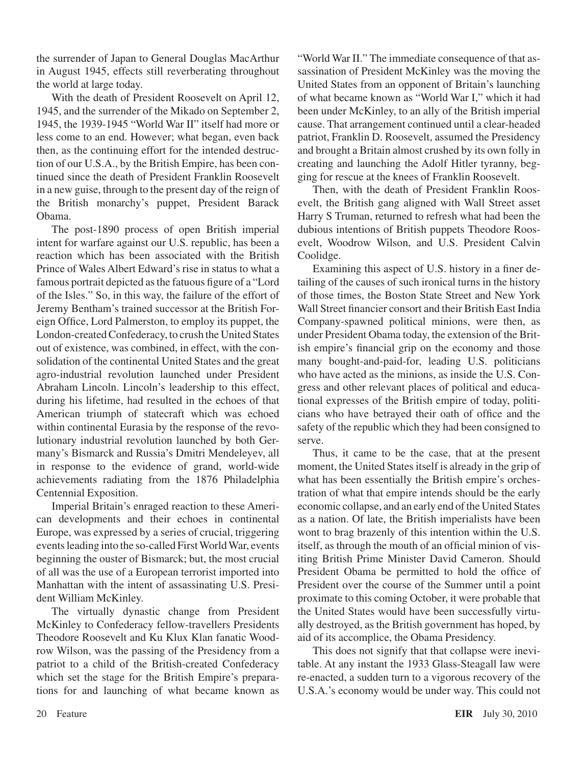the surrender of Japan to General Douglas MacArthur in August 1945, effects still reverberating throughout the world at large today.

With the death of President Roosevelt on April 12, 1945, and the surrender of the Mikado on September 2, 1945, the 1939-1945 "World War II" itself had more or less come to an end. However; what began, even back then, as the continuing effort for the intended destruction of our U.S.A., by the British Empire, has been continued since the death of President Franklin Roosevelt in a new guise, through to the present day of the reign of the British monarchy's puppet, President Barack Obama.

The post-1890 process of open British imperial intent for warfare against our U.S. republic, has been a reaction which has been associated with the British Prince of Wales Albert Edward's rise in status to what a famous portrait depicted as the fatuous figure of a "Lord of the Isles." So, in this way, the failure of the effort of Jeremy Bentham's trained successor at the British Foreign Office, Lord Palmerston, to employ its puppet, the London-created Confederacy, to crush the United States out of existence, was combined, in effect, with the consolidation of the continental United States and the great agro-industrial revolution launched under President Abraham Lincoln. Lincoln's leadership to this effect, during his lifetime, had resulted in the echoes of that American triumph of statecraft which was echoed within continental Eurasia by the response of the revolutionary industrial revolution launched by both Germany's Bismarck and Russia's Dmitri Mendeleyev, all in response to the evidence of grand, world-wide achievements radiating from the 1876 Philadelphia Centennial Exposition.

Imperial Britain's enraged reaction to these American developments and their echoes in continental Europe, was expressed by a series of crucial, triggering events leading into the so-called First World War, events beginning the ouster of Bismarck; but, the most crucial of all was the use of a European terrorist imported into Manhattan with the intent of assassinating U.S. President William McKinley.

The virtually dynastic change from President McKinley to Confederacy fellow-travellers Presidents Theodore Roosevelt and Ku Klux Klan fanatic Woodrow Wilson, was the passing of the Presidency from a patriot to a child of the British-created Confederacy which set the stage for the British Empire's preparations for and launching of what became known as "World War II." The immediate consequence of that assassination of President McKinley was the moving the United States from an opponent of Britain's launching of what became known as "World War I," which it had been under McKinley, to an ally of the British imperial cause. That arrangement continued until a clear-headed patriot, Franklin D. Roosevelt, assumed the Presidency and brought a Britain almost crushed by its own folly in creating and launching the Adolf Hitler tyranny, begging for rescue at the knees of Franklin Roosevelt.

Then, with the death of President Franklin Roosevelt, the British gang aligned with Wall Street asset Harry S Truman, returned to refresh what had been the dubious intentions of British puppets Theodore Roosevelt, Woodrow Wilson, and U.S. President Calvin Coolidge.

Examining this aspect of U.S. history in a finer detailing of the causes of such ironical turns in the history of those times, the Boston State Street and New York Wall Street financier consort and their British East India Company-spawned political minions, were then, as under President Obama today, the extension of the British empire's financial grip on the economy and those many bought-and-paid-for, leading U.S. politicians who have acted as the minions, as inside the U.S. Congress and other relevant places of political and educational expresses of the British empire of today, politicians who have betrayed their oath of office and the safety of the republic which they had been consigned to serve.

Thus, it came to be the case, that at the present moment, the United States itself is already in the grip of what has been essentially the British empire's orchestration of what that empire intends should be the early economic collapse, and an early end of the United States as a nation. Of late, the British imperialists have been wont to brag brazenly of this intention within the U.S. itself, as through the mouth of an official minion of visiting British Prime Minister David Cameron. Should President Obama be permitted to hold the office of President over the course of the Summer until a point proximate to this coming October, it were probable that the United States would have been successfully virtually destroyed, as the British government has hoped, by aid of its accomplice, the Obama Presidency.

This does not signify that that collapse were inevitable. At any instant the 1933 Glass-Steagall law were re-enacted, a sudden turn to a vigorous recovery of the U.S.A.'s economy would be under way. This could not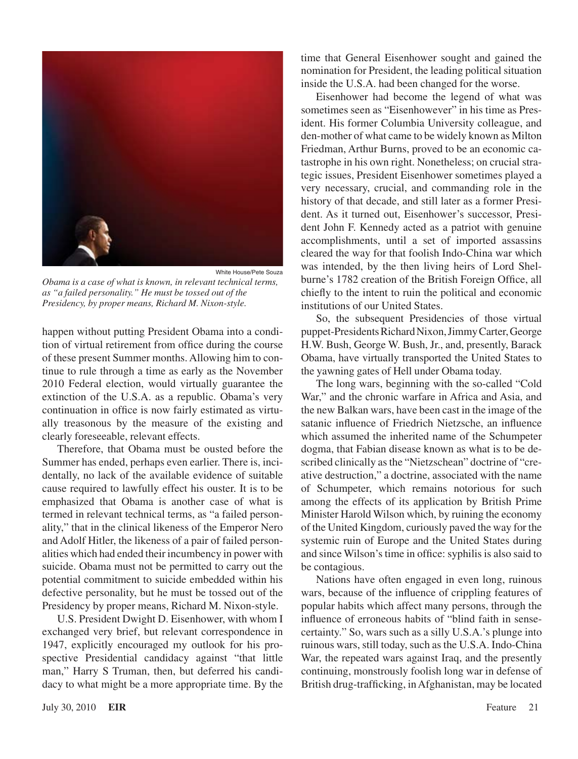White House/Pete Souza

*Obama is a case of what is known, in relevant technical terms, as "a failed personality." He must be tossed out of the Presidency, by proper means, Richard M. Nixon-style.*

happen without putting President Obama into a condition of virtual retirement from office during the course of these present Summer months. Allowing him to continue to rule through a time as early as the November 2010 Federal election, would virtually guarantee the extinction of the U.S.A. as a republic. Obama's very continuation in office is now fairly estimated as virtually treasonous by the measure of the existing and clearly foreseeable, relevant effects.

Therefore, that Obama must be ousted before the Summer has ended, perhaps even earlier. There is, incidentally, no lack of the available evidence of suitable cause required to lawfully effect his ouster. It is to be emphasized that Obama is another case of what is termed in relevant technical terms, as "a failed personality," that in the clinical likeness of the Emperor Nero and Adolf Hitler, the likeness of a pair of failed personalities which had ended their incumbency in power with suicide. Obama must not be permitted to carry out the potential commitment to suicide embedded within his defective personality, but he must be tossed out of the Presidency by proper means, Richard M. Nixon-style.

U.S. President Dwight D. Eisenhower, with whom I exchanged very brief, but relevant correspondence in 1947, explicitly encouraged my outlook for his prospective Presidential candidacy against "that little man," Harry S Truman, then, but deferred his candidacy to what might be a more appropriate time. By the time that General Eisenhower sought and gained the nomination for President, the leading political situation inside the U.S.A. had been changed for the worse.

Eisenhower had become the legend of what was sometimes seen as "Eisenhowever" in his time as President. His former Columbia University colleague, and den-mother of what came to be widely known as Milton Friedman, Arthur Burns, proved to be an economic catastrophe in his own right. Nonetheless; on crucial strategic issues, President Eisenhower sometimes played a very necessary, crucial, and commanding role in the history of that decade, and still later as a former President. As it turned out, Eisenhower's successor, President John F. Kennedy acted as a patriot with genuine accomplishments, until a set of imported assassins cleared the way for that foolish Indo-China war which was intended, by the then living heirs of Lord Shelburne's 1782 creation of the British Foreign Office, all chiefly to the intent to ruin the political and economic institutions of our United States.

So, the subsequent Presidencies of those virtual puppet-Presidents Richard Nixon, Jimmy Carter, George H.W. Bush, George W. Bush, Jr., and, presently, Barack Obama, have virtually transported the United States to the yawning gates of Hell under Obama today.

The long wars, beginning with the so-called "Cold War," and the chronic warfare in Africa and Asia, and the new Balkan wars, have been cast in the image of the satanic influence of Friedrich Nietzsche, an influence which assumed the inherited name of the Schumpeter dogma, that Fabian disease known as what is to be described clinically as the "Nietzschean" doctrine of "creative destruction," a doctrine, associated with the name of Schumpeter, which remains notorious for such among the effects of its application by British Prime Minister Harold Wilson which, by ruining the economy of the United Kingdom, curiously paved the way for the systemic ruin of Europe and the United States during and since Wilson's time in office: syphilis is also said to be contagious.

Nations have often engaged in even long, ruinous wars, because of the influence of crippling features of popular habits which affect many persons, through the influence of erroneous habits of "blind faith in sense-certainty." So, wars such as a silly U.S.A.'s plunge into ruinous wars, still today, such as the U.S.A. Indo-China War, the repeated wars against Iraq, and the presently continuing, monstrously foolish long war in defense of British drug-trafficking, in Afghanistan, may be located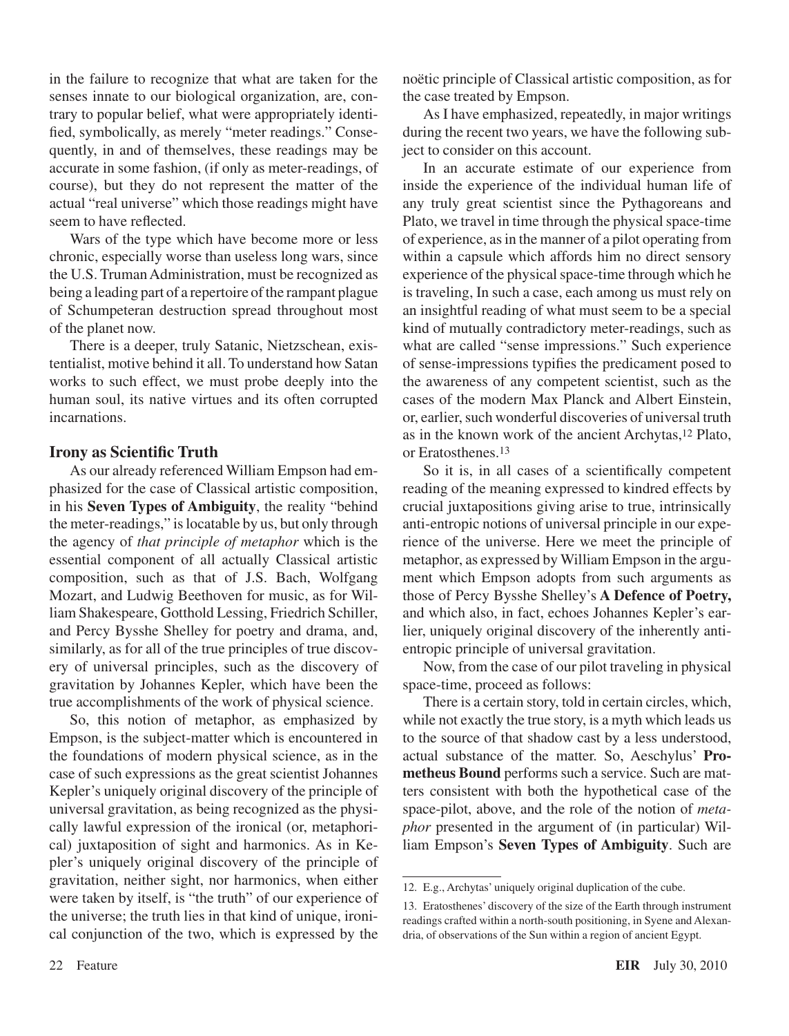in the failure to recognize that what are taken for the senses innate to our biological organization, are, contrary to popular belief, what were appropriately identified, symbolically, as merely "meter readings." Consequently, in and of themselves, these readings may be accurate in some fashion, (if only as meter-readings, of course), but they do not represent the matter of the actual "real universe" which those readings might have seem to have reflected.

Wars of the type which have become more or less chronic, especially worse than useless long wars, since the U.S. Truman Administration, must be recognized as being a leading part of a repertoire of the rampant plague of Schumpeteran destruction spread throughout most of the planet now.

There is a deeper, truly Satanic, Nietzschean, existentialist, motive behind it all. To understand how Satan works to such effect, we must probe deeply into the human soul, its native virtues and its often corrupted incarnations.

## Irony as Scientific Truth

As our already referenced William Empson had emphasized for the case of Classical artistic composition, in his **Seven Types of Ambiguity**, the reality "behind the meter-readings," is locatable by us, but only through the agency of *that principle of metaphor* which is the essential component of all actually Classical artistic composition, such as that of J.S. Bach, Wolfgang Mozart, and Ludwig Beethoven for music, as for William Shakespeare, Gotthold Lessing, Friedrich Schiller, and Percy Bysshe Shelley for poetry and drama, and, similarly, as for all of the true principles of true discovery of universal principles, such as the discovery of gravitation by Johannes Kepler, which have been the true accomplishments of the work of physical science.

So, this notion of metaphor, as emphasized by Empson, is the subject-matter which is encountered in the foundations of modern physical science, as in the case of such expressions as the great scientist Johannes Kepler's uniquely original discovery of the principle of universal gravitation, as being recognized as the physically lawful expression of the ironical (or, metaphorical) juxtaposition of sight and harmonics. As in Kepler's uniquely original discovery of the principle of gravitation, neither sight, nor harmonics, when either were taken by itself, is "the truth" of our experience of the universe; the truth lies in that kind of unique, ironical conjunction of the two, which is expressed by the noëtic principle of Classical artistic composition, as for the case treated by Empson.

As I have emphasized, repeatedly, in major writings during the recent two years, we have the following subject to consider on this account.

In an accurate estimate of our experience from inside the experience of the individual human life of any truly great scientist since the Pythagoreans and Plato, we travel in time through the physical space-time of experience, as in the manner of a pilot operating from within a capsule which affords him no direct sensory experience of the physical space-time through which he is traveling, In such a case, each among us must rely on an insightful reading of what must seem to be a special kind of mutually contradictory meter-readings, such as what are called "sense impressions." Such experience of sense-impressions typifies the predicament posed to the awareness of any competent scientist, such as the cases of the modern Max Planck and Albert Einstein, or, earlier, such wonderful discoveries of universal truth as in the known work of the ancient Archytas,[12] Plato, or Eratosthenes.[13]

So it is, in all cases of a scientifically competent reading of the meaning expressed to kindred effects by crucial juxtapositions giving arise to true, intrinsically anti-entropic notions of universal principle in our experience of the universe. Here we meet the principle of metaphor, as expressed by William Empson in the argument which Empson adopts from such arguments as those of Percy Bysshe Shelley's **A Defence of Poetry,** and which also, in fact, echoes Johannes Kepler's earlier, uniquely original discovery of the inherently anti-entropic principle of universal gravitation.

Now, from the case of our pilot traveling in physical space-time, proceed as follows:

There is a certain story, told in certain circles, which, while not exactly the true story, is a myth which leads us to the source of that shadow cast by a less understood, actual substance of the matter. So, Aeschylus' **Prometheus Bound** performs such a service. Such are matters consistent with both the hypothetical case of the space-pilot, above, and the role of the notion of *metaphor* presented in the argument of (in particular) William Empson's **Seven Types of Ambiguity**. Such are

---

12. E.g., Archytas' uniquely original duplication of the cube.

13. Eratosthenes' discovery of the size of the Earth through instrument readings crafted within a north-south positioning, in Syene and Alexandria, of observations of the Sun within a region of ancient Egypt.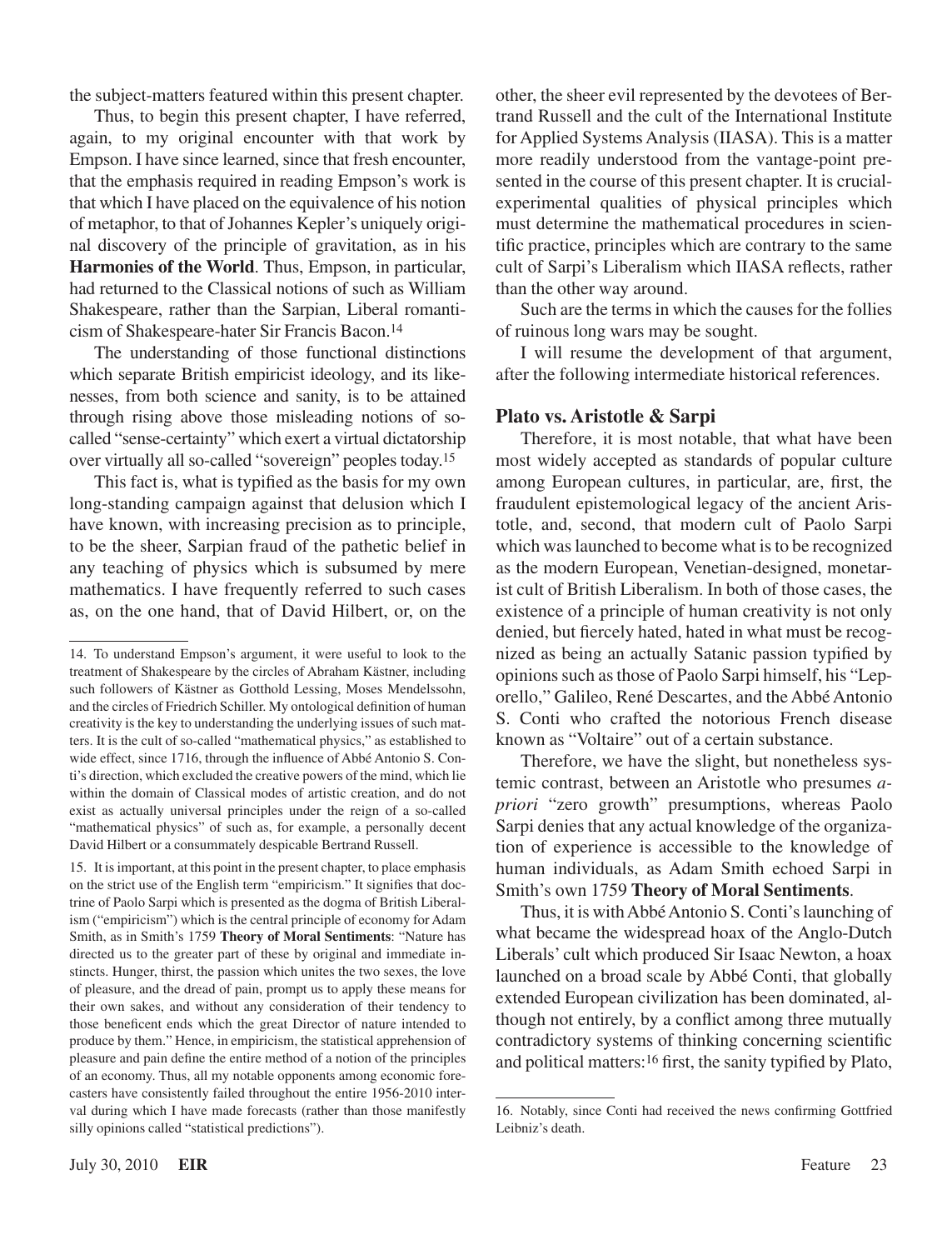the subject-matters featured within this present chapter.

Thus, to begin this present chapter, I have referred, again, to my original encounter with that work by Empson. I have since learned, since that fresh encounter, that the emphasis required in reading Empson's work is that which I have placed on the equivalence of his notion of metaphor, to that of Johannes Kepler's uniquely original discovery of the principle of gravitation, as in his **Harmonies of the World**. Thus, Empson, in particular, had returned to the Classical notions of such as William Shakespeare, rather than the Sarpian, Liberal romanticism of Shakespeare-hater Sir Francis Bacon.[14]

The understanding of those functional distinctions which separate British empiricist ideology, and its likenesses, from both science and sanity, is to be attained through rising above those misleading notions of so-called "sense-certainty" which exert a virtual dictatorship over virtually all so-called "sovereign" peoples today.[15]

This fact is, what is typified as the basis for my own long-standing campaign against that delusion which I have known, with increasing precision as to principle, to be the sheer, Sarpian fraud of the pathetic belief in any teaching of physics which is subsumed by mere mathematics. I have frequently referred to such cases as, on the one hand, that of David Hilbert, or, on the other, the sheer evil represented by the devotees of Bertrand Russell and the cult of the International Institute for Applied Systems Analysis (IIASA). This is a matter more readily understood from the vantage-point presented in the course of this present chapter. It is crucial-experimental qualities of physical principles which must determine the mathematical procedures in scientific practice, principles which are contrary to the same cult of Sarpi's Liberalism which IIASA reflects, rather than the other way around.

Such are the terms in which the causes for the follies of ruinous long wars may be sought.

I will resume the development of that argument, after the following intermediate historical references.

## Plato vs. Aristotle & Sarpi

Therefore, it is most notable, that what have been most widely accepted as standards of popular culture among European cultures, in particular, are, first, the fraudulent epistemological legacy of the ancient Aristotle, and, second, that modern cult of Paolo Sarpi which was launched to become what is to be recognized as the modern European, Venetian-designed, monetarist cult of British Liberalism. In both of those cases, the existence of a principle of human creativity is not only denied, but fiercely hated, hated in what must be recognized as being an actually Satanic passion typified by opinions such as those of Paolo Sarpi himself, his "Leporello," Galileo, René Descartes, and the Abbé Antonio S. Conti who crafted the notorious French disease known as "Voltaire" out of a certain substance.

Therefore, we have the slight, but nonetheless systemic contrast, between an Aristotle who presumes *a-priori* "zero growth" presumptions, whereas Paolo Sarpi denies that any actual knowledge of the organization of experience is accessible to the knowledge of human individuals, as Adam Smith echoed Sarpi in Smith's own 1759 **Theory of Moral Sentiments**.

Thus, it is with Abbé Antonio S. Conti's launching of what became the widespread hoax of the Anglo-Dutch Liberals' cult which produced Sir Isaac Newton, a hoax launched on a broad scale by Abbé Conti, that globally extended European civilization has been dominated, although not entirely, by a conflict among three mutually contradictory systems of thinking concerning scientific and political matters:[16] first, the sanity typified by Plato,

---

14. To understand Empson's argument, it were useful to look to the treatment of Shakespeare by the circles of Abraham Kästner, including such followers of Kästner as Gotthold Lessing, Moses Mendelssohn, and the circles of Friedrich Schiller. My ontological definition of human creativity is the key to understanding the underlying issues of such matters. It is the cult of so-called "mathematical physics," as established to wide effect, since 1716, through the influence of Abbé Antonio S. Conti's direction, which excluded the creative powers of the mind, which lie within the domain of Classical modes of artistic creation, and do not exist as actually universal principles under the reign of a so-called "mathematical physics" of such as, for example, a personally decent David Hilbert or a consummately despicable Bertrand Russell.

15. It is important, at this point in the present chapter, to place emphasis on the strict use of the English term "empiricism." It signifies that doctrine of Paolo Sarpi which is presented as the dogma of British Liberalism ("empiricism") which is the central principle of economy for Adam Smith, as in Smith's 1759 **Theory of Moral Sentiments**: "Nature has directed us to the greater part of these by original and immediate instincts. Hunger, thirst, the passion which unites the two sexes, the love of pleasure, and the dread of pain, prompt us to apply these means for their own sakes, and without any consideration of their tendency to those beneficent ends which the great Director of nature intended to produce by them." Hence, in empiricism, the statistical apprehension of pleasure and pain define the entire method of a notion of the principles of an economy. Thus, all my notable opponents among economic forecasters have consistently failed throughout the entire 1956-2010 interval during which I have made forecasts (rather than those manifestly silly opinions called "statistical predictions").

16. Notably, since Conti had received the news confirming Gottfried Leibniz's death.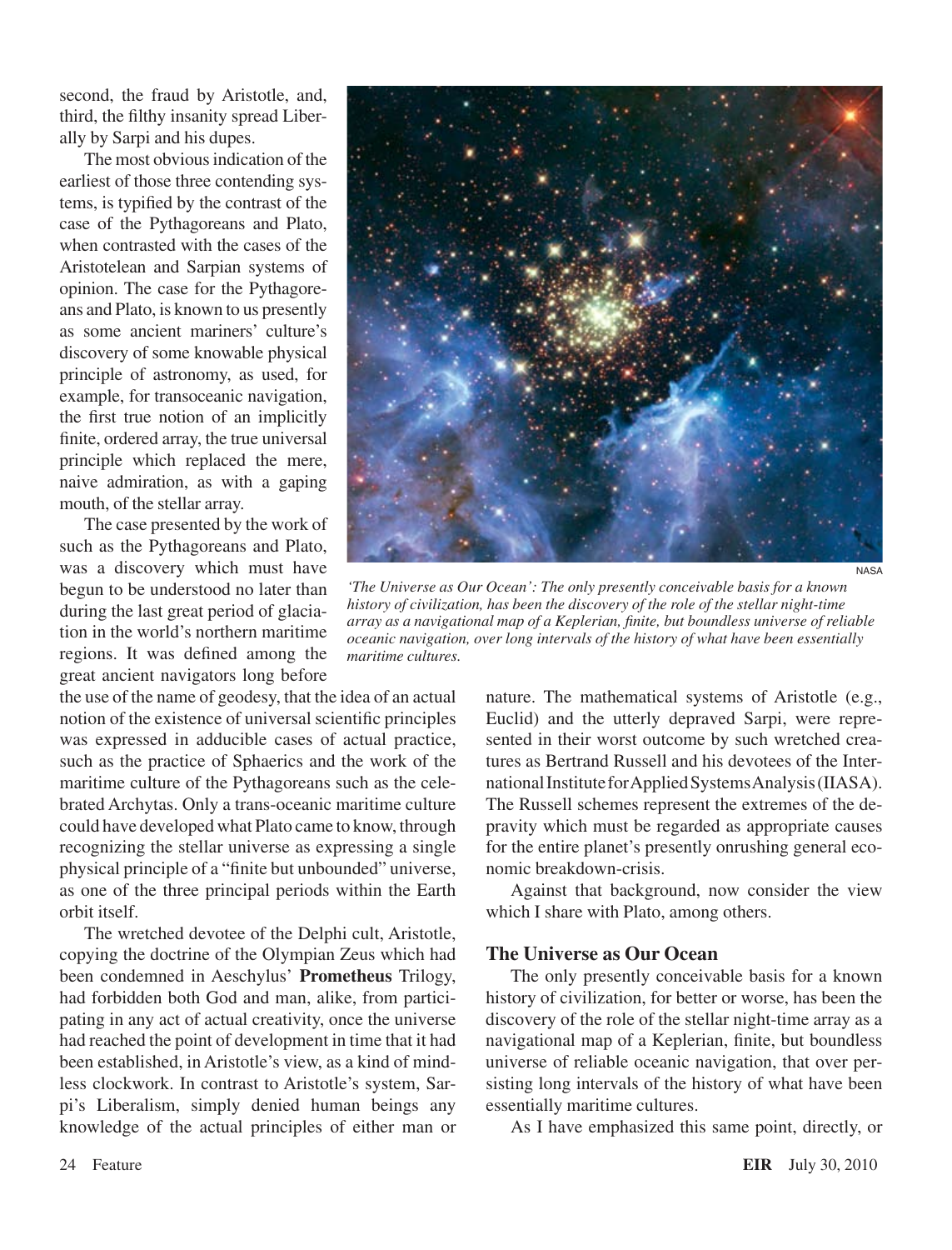second, the fraud by Aristotle, and, third, the filthy insanity spread Liberally by Sarpi and his dupes.

The most obvious indication of the earliest of those three contending systems, is typified by the contrast of the case of the Pythagoreans and Plato, when contrasted with the cases of the Aristotelean and Sarpian systems of opinion. The case for the Pythagoreans and Plato, is known to us presently as some ancient mariners' culture's discovery of some knowable physical principle of astronomy, as used, for example, for transoceanic navigation, the first true notion of an implicitly finite, ordered array, the true universal principle which replaced the mere, naive admiration, as with a gaping mouth, of the stellar array.

The case presented by the work of such as the Pythagoreans and Plato, was a discovery which must have begun to be understood no later than during the last great period of glaciation in the world's northern maritime regions. It was defined among the great ancient navigators long before the use of the name of geodesy, that the idea of an actual notion of the existence of universal scientific principles was expressed in adducible cases of actual practice, such as the practice of Sphaerics and the work of the maritime culture of the Pythagoreans such as the celebrated Archytas. Only a trans-oceanic maritime culture could have developed what Plato came to know, through recognizing the stellar universe as expressing a single physical principle of a "finite but unbounded" universe, as one of the three principal periods within the Earth orbit itself.

The wretched devotee of the Delphi cult, Aristotle, copying the doctrine of the Olympian Zeus which had been condemned in Aeschylus' **Prometheus** Trilogy, had forbidden both God and man, alike, from participating in any act of actual creativity, once the universe had reached the point of development in time that it had been established, in Aristotle's view, as a kind of mindless clockwork. In contrast to Aristotle's system, Sarpi's Liberalism, simply denied human beings any knowledge of the actual principles of either man or nature. The mathematical systems of Aristotle (e.g., Euclid) and the utterly depraved Sarpi, were represented in their worst outcome by such wretched creatures as Bertrand Russell and his devotees of the International Institute for Applied Systems Analysis (IIASA). The Russell schemes represent the extremes of the depravity which must be regarded as appropriate causes for the entire planet's presently onrushing general economic breakdown-crisis.

NASA

*'The Universe as Our Ocean': The only presently conceivable basis for a known history of civilization, has been the discovery of the role of the stellar night-time array as a navigational map of a Keplerian, finite, but boundless universe of reliable oceanic navigation, over long intervals of the history of what have been essentially maritime cultures.*

Against that background, now consider the view which I share with Plato, among others.

## The Universe as Our Ocean

The only presently conceivable basis for a known history of civilization, for better or worse, has been the discovery of the role of the stellar night-time array as a navigational map of a Keplerian, finite, but boundless universe of reliable oceanic navigation, that over persisting long intervals of the history of what have been essentially maritime cultures.

As I have emphasized this same point, directly, or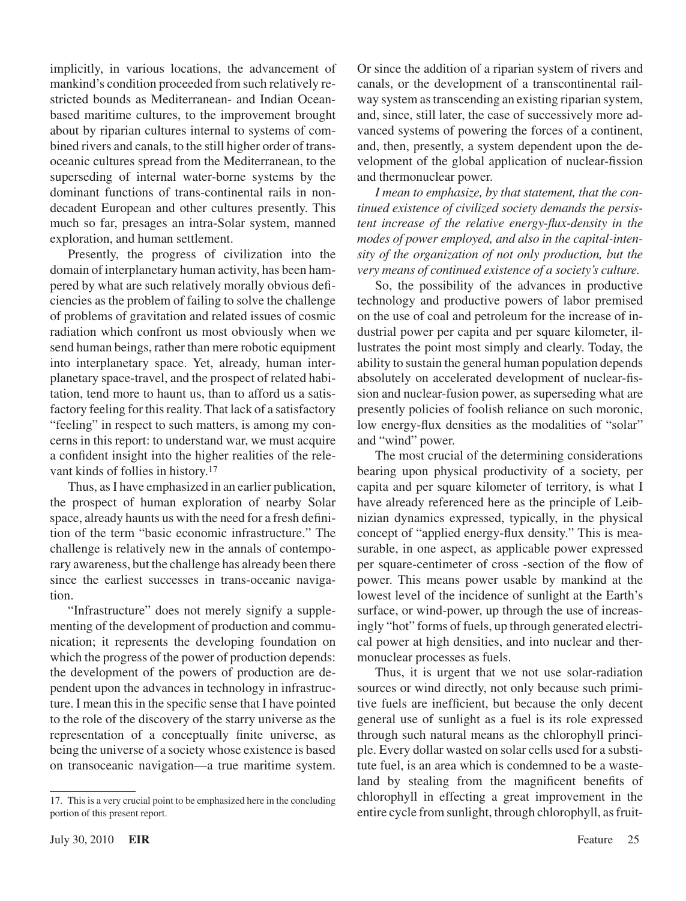implicitly, in various locations, the advancement of mankind's condition proceeded from such relatively restricted bounds as Mediterranean- and Indian Ocean-based maritime cultures, to the improvement brought about by riparian cultures internal to systems of combined rivers and canals, to the still higher order of transoceanic cultures spread from the Mediterranean, to the superseding of internal water-borne systems by the dominant functions of trans-continental rails in non-decadent European and other cultures presently. This much so far, presages an intra-Solar system, manned exploration, and human settlement.

Presently, the progress of civilization into the domain of interplanetary human activity, has been hampered by what are such relatively morally obvious deficiencies as the problem of failing to solve the challenge of problems of gravitation and related issues of cosmic radiation which confront us most obviously when we send human beings, rather than mere robotic equipment into interplanetary space. Yet, already, human interplanetary space-travel, and the prospect of related habitation, tend more to haunt us, than to afford us a satisfactory feeling for this reality. That lack of a satisfactory "feeling" in respect to such matters, is among my concerns in this report: to understand war, we must acquire a confident insight into the higher realities of the relevant kinds of follies in history.[17]

Thus, as I have emphasized in an earlier publication, the prospect of human exploration of nearby Solar space, already haunts us with the need for a fresh definition of the term "basic economic infrastructure." The challenge is relatively new in the annals of contemporary awareness, but the challenge has already been there since the earliest successes in trans-oceanic navigation.

"Infrastructure" does not merely signify a supplementing of the development of production and communication; it represents the developing foundation on which the progress of the power of production depends: the development of the powers of production are dependent upon the advances in technology in infrastructure. I mean this in the specific sense that I have pointed to the role of the discovery of the starry universe as the representation of a conceptually finite universe, as being the universe of a society whose existence is based on transoceanic navigation—a true maritime system. Or since the addition of a riparian system of rivers and canals, or the development of a transcontinental railway system as transcending an existing riparian system, and, since, still later, the case of successively more advanced systems of powering the forces of a continent, and, then, presently, a system dependent upon the development of the global application of nuclear-fission and thermonuclear power.

*I mean to emphasize, by that statement, that the continued existence of civilized society demands the persistent increase of the relative energy-flux-density in the modes of power employed, and also in the capital-intensity of the organization of not only production, but the very means of continued existence of a society's culture.*

So, the possibility of the advances in productive technology and productive powers of labor premised on the use of coal and petroleum for the increase of industrial power per capita and per square kilometer, illustrates the point most simply and clearly. Today, the ability to sustain the general human population depends absolutely on accelerated development of nuclear-fission and nuclear-fusion power, as superseding what are presently policies of foolish reliance on such moronic, low energy-flux densities as the modalities of "solar" and "wind" power.

The most crucial of the determining considerations bearing upon physical productivity of a society, per capita and per square kilometer of territory, is what I have already referenced here as the principle of Leibnizian dynamics expressed, typically, in the physical concept of "applied energy-flux density." This is measurable, in one aspect, as applicable power expressed per square-centimeter of cross -section of the flow of power. This means power usable by mankind at the lowest level of the incidence of sunlight at the Earth's surface, or wind-power, up through the use of increasingly "hot" forms of fuels, up through generated electrical power at high densities, and into nuclear and thermonuclear processes as fuels.

Thus, it is urgent that we not use solar-radiation sources or wind directly, not only because such primitive fuels are inefficient, but because the only decent general use of sunlight as a fuel is its role expressed through such natural means as the chlorophyll principle. Every dollar wasted on solar cells used for a substitute fuel, is an area which is condemned to be a wasteland by stealing from the magnificent benefits of chlorophyll in effecting a great improvement in the entire cycle from sunlight, through chlorophyll, as fruit-

17. This is a very crucial point to be emphasized here in the concluding portion of this present report.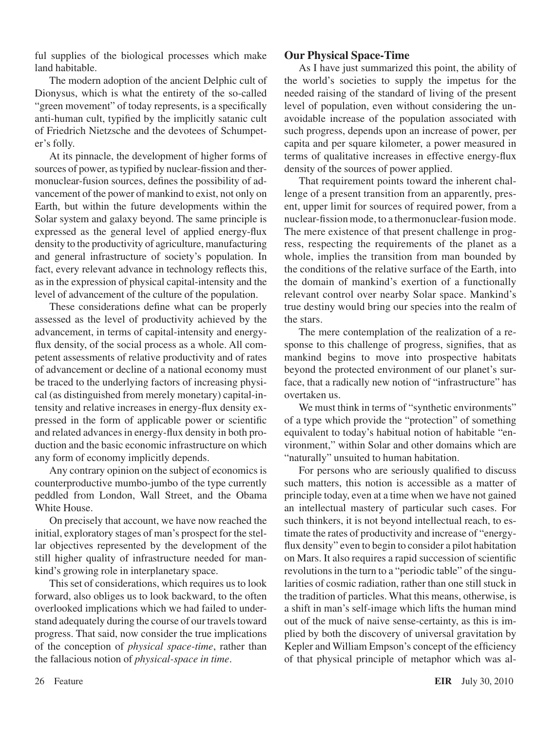ful supplies of the biological processes which make land habitable.

The modern adoption of the ancient Delphic cult of Dionysus, which is what the entirety of the so-called "green movement" of today represents, is a specifically anti-human cult, typified by the implicitly satanic cult of Friedrich Nietzsche and the devotees of Schumpeter's folly.

At its pinnacle, the development of higher forms of sources of power, as typified by nuclear-fission and thermonuclear-fusion sources, defines the possibility of advancement of the power of mankind to exist, not only on Earth, but within the future developments within the Solar system and galaxy beyond. The same principle is expressed as the general level of applied energy-flux density to the productivity of agriculture, manufacturing and general infrastructure of society's population. In fact, every relevant advance in technology reflects this, as in the expression of physical capital-intensity and the level of advancement of the culture of the population.

These considerations define what can be properly assessed as the level of productivity achieved by the advancement, in terms of capital-intensity and energy-flux density, of the social process as a whole. All competent assessments of relative productivity and of rates of advancement or decline of a national economy must be traced to the underlying factors of increasing physical (as distinguished from merely monetary) capital-intensity and relative increases in energy-flux density expressed in the form of applicable power or scientific and related advances in energy-flux density in both production and the basic economic infrastructure on which any form of economy implicitly depends.

Any contrary opinion on the subject of economics is counterproductive mumbo-jumbo of the type currently peddled from London, Wall Street, and the Obama White House.

On precisely that account, we have now reached the initial, exploratory stages of man's prospect for the stellar objectives represented by the development of the still higher quality of infrastructure needed for mankind's growing role in interplanetary space.

This set of considerations, which requires us to look forward, also obliges us to look backward, to the often overlooked implications which we had failed to understand adequately during the course of our travels toward progress. That said, now consider the true implications of the conception of *physical space-time*, rather than the fallacious notion of *physical-space in time*.

## Our Physical Space-Time

As I have just summarized this point, the ability of the world's societies to supply the impetus for the needed raising of the standard of living of the present level of population, even without considering the unavoidable increase of the population associated with such progress, depends upon an increase of power, per capita and per square kilometer, a power measured in terms of qualitative increases in effective energy-flux density of the sources of power applied.

That requirement points toward the inherent challenge of a present transition from an apparently, present, upper limit for sources of required power, from a nuclear-fission mode, to a thermonuclear-fusion mode. The mere existence of that present challenge in progress, respecting the requirements of the planet as a whole, implies the transition from man bounded by the conditions of the relative surface of the Earth, into the domain of mankind's exertion of a functionally relevant control over nearby Solar space. Mankind's true destiny would bring our species into the realm of the stars.

The mere contemplation of the realization of a response to this challenge of progress, signifies, that as mankind begins to move into prospective habitats beyond the protected environment of our planet's surface, that a radically new notion of "infrastructure" has overtaken us.

We must think in terms of "synthetic environments" of a type which provide the "protection" of something equivalent to today's habitual notion of habitable "environment," within Solar and other domains which are "naturally" unsuited to human habitation.

For persons who are seriously qualified to discuss such matters, this notion is accessible as a matter of principle today, even at a time when we have not gained an intellectual mastery of particular such cases. For such thinkers, it is not beyond intellectual reach, to estimate the rates of productivity and increase of "energy-flux density" even to begin to consider a pilot habitation on Mars. It also requires a rapid succession of scientific revolutions in the turn to a "periodic table" of the singularities of cosmic radiation, rather than one still stuck in the tradition of particles. What this means, otherwise, is a shift in man's self-image which lifts the human mind out of the muck of naive sense-certainty, as this is implied by both the discovery of universal gravitation by Kepler and William Empson's concept of the efficiency of that physical principle of metaphor which was al-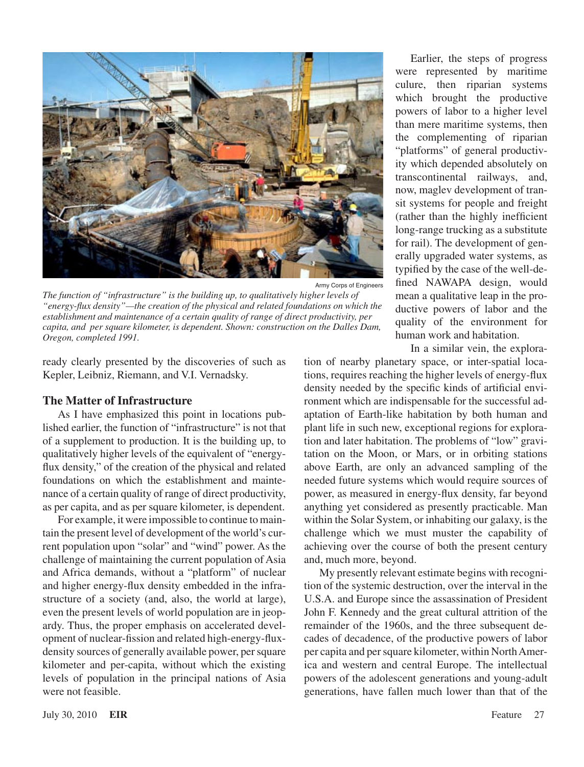Army Corps of Engineers

*The function of "infrastructure" is the building up, to qualitatively higher levels of "energy-flux density"—the creation of the physical and related foundations on which the establishment and maintenance of a certain quality of range of direct productivity, per capita, and per square kilometer, is dependent. Shown: construction on the Dalles Dam, Oregon, completed 1991.*

Earlier, the steps of progress were represented by maritime culure, then riparian systems which brought the productive powers of labor to a higher level than mere maritime systems, then the complementing of riparian "platforms" of general productivity which depended absolutely on transcontinental railways, and, now, maglev development of transit systems for people and freight (rather than the highly inefficient long-range trucking as a substitute for rail). The development of generally upgraded water systems, as typified by the case of the well-defined NAWAPA design, would mean a qualitative leap in the productive powers of labor and the quality of the environment for human work and habitation.

In a similar vein, the exploration of nearby planetary space, or inter-spatial locations, requires reaching the higher levels of energy-flux density needed by the specific kinds of artificial environment which are indispensable for the successful adaptation of Earth-like habitation by both human and plant life in such new, exceptional regions for exploration and later habitation. The problems of "low" gravitation on the Moon, or Mars, or in orbiting stations above Earth, are only an advanced sampling of the needed future systems which would require sources of power, as measured in energy-flux density, far beyond anything yet considered as presently practicable. Man within the Solar System, or inhabiting our galaxy, is the challenge which we must muster the capability of achieving over the course of both the present century and, much more, beyond.

ready clearly presented by the discoveries of such as Kepler, Leibniz, Riemann, and V.I. Vernadsky.

## The Matter of Infrastructure

As I have emphasized this point in locations published earlier, the function of "infrastructure" is not that of a supplement to production. It is the building up, to qualitatively higher levels of the equivalent of "energy-flux density," of the creation of the physical and related foundations on which the establishment and maintenance of a certain quality of range of direct productivity, as per capita, and as per square kilometer, is dependent.

For example, it were impossible to continue to maintain the present level of development of the world's current population upon "solar" and "wind" power. As the challenge of maintaining the current population of Asia and Africa demands, without a "platform" of nuclear and higher energy-flux density embedded in the infrastructure of a society (and, also, the world at large), even the present levels of world population are in jeopardy. Thus, the proper emphasis on accelerated development of nuclear-fission and related high-energy-flux-density sources of generally available power, per square kilometer and per-capita, without which the existing levels of population in the principal nations of Asia were not feasible.

My presently relevant estimate begins with recognition of the systemic destruction, over the interval in the U.S.A. and Europe since the assassination of President John F. Kennedy and the great cultural attrition of the remainder of the 1960s, and the three subsequent decades of decadence, of the productive powers of labor per capita and per square kilometer, within North America and western and central Europe. The intellectual powers of the adolescent generations and young-adult generations, have fallen much lower than that of the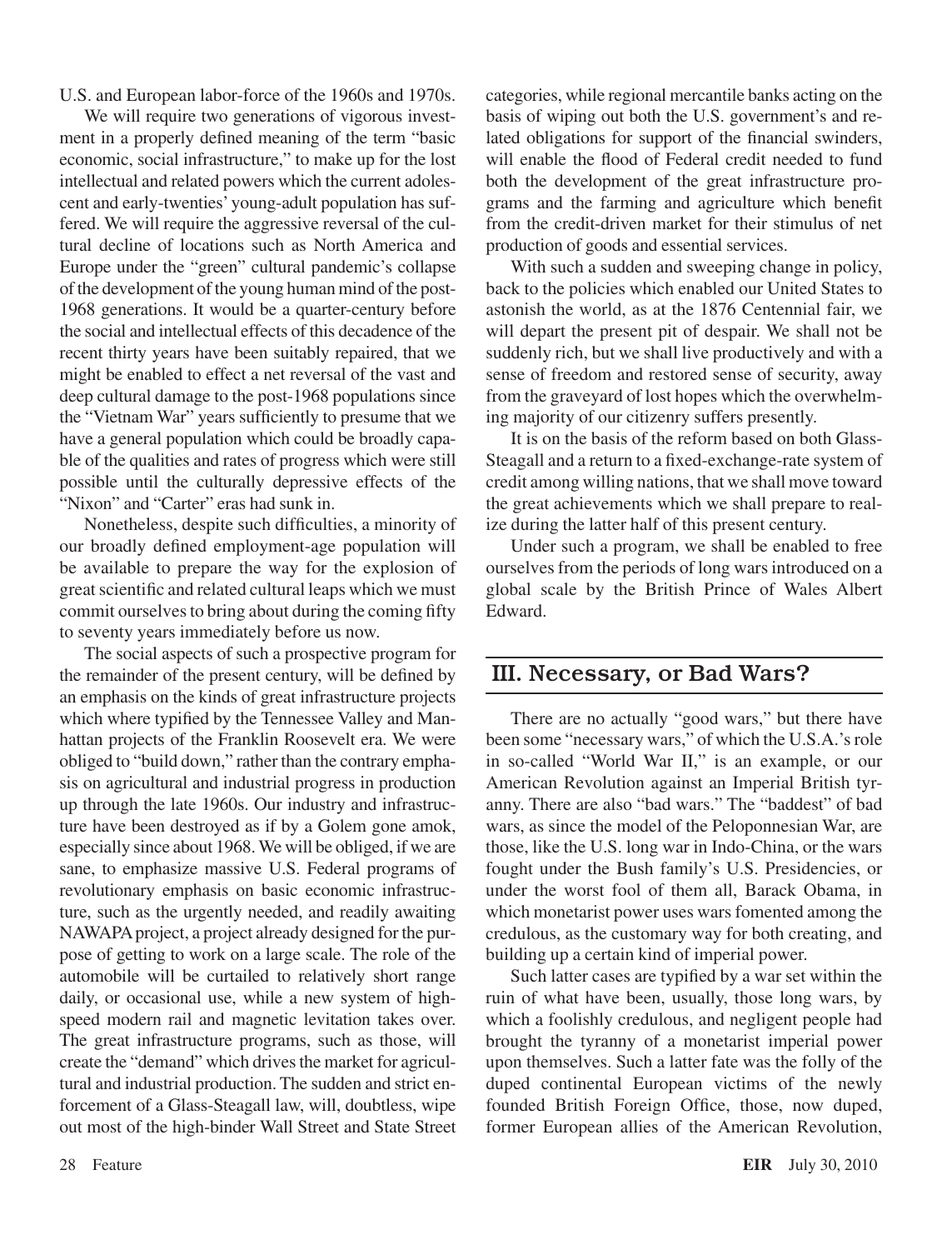U.S. and European labor-force of the 1960s and 1970s.

We will require two generations of vigorous investment in a properly defined meaning of the term "basic economic, social infrastructure," to make up for the lost intellectual and related powers which the current adolescent and early-twenties' young-adult population has suffered. We will require the aggressive reversal of the cultural decline of locations such as North America and Europe under the "green" cultural pandemic's collapse of the development of the young human mind of the post-1968 generations. It would be a quarter-century before the social and intellectual effects of this decadence of the recent thirty years have been suitably repaired, that we might be enabled to effect a net reversal of the vast and deep cultural damage to the post-1968 populations since the "Vietnam War" years sufficiently to presume that we have a general population which could be broadly capable of the qualities and rates of progress which were still possible until the culturally depressive effects of the "Nixon" and "Carter" eras had sunk in.

Nonetheless, despite such difficulties, a minority of our broadly defined employment-age population will be available to prepare the way for the explosion of great scientific and related cultural leaps which we must commit ourselves to bring about during the coming fifty to seventy years immediately before us now.

The social aspects of such a prospective program for the remainder of the present century, will be defined by an emphasis on the kinds of great infrastructure projects which where typified by the Tennessee Valley and Manhattan projects of the Franklin Roosevelt era. We were obliged to "build down," rather than the contrary emphasis on agricultural and industrial progress in production up through the late 1960s. Our industry and infrastructure have been destroyed as if by a Golem gone amok, especially since about 1968. We will be obliged, if we are sane, to emphasize massive U.S. Federal programs of revolutionary emphasis on basic economic infrastructure, such as the urgently needed, and readily awaiting NAWAPA project, a project already designed for the purpose of getting to work on a large scale. The role of the automobile will be curtailed to relatively short range daily, or occasional use, while a new system of high-speed modern rail and magnetic levitation takes over. The great infrastructure programs, such as those, will create the "demand" which drives the market for agricultural and industrial production. The sudden and strict enforcement of a Glass-Steagall law, will, doubtless, wipe out most of the high-binder Wall Street and State Street categories, while regional mercantile banks acting on the basis of wiping out both the U.S. government's and related obligations for support of the financial swinders, will enable the flood of Federal credit needed to fund both the development of the great infrastructure programs and the farming and agriculture which benefit from the credit-driven market for their stimulus of net production of goods and essential services.

With such a sudden and sweeping change in policy, back to the policies which enabled our United States to astonish the world, as at the 1876 Centennial fair, we will depart the present pit of despair. We shall not be suddenly rich, but we shall live productively and with a sense of freedom and restored sense of security, away from the graveyard of lost hopes which the overwhelming majority of our citizenry suffers presently.

It is on the basis of the reform based on both Glass-Steagall and a return to a fixed-exchange-rate system of credit among willing nations, that we shall move toward the great achievements which we shall prepare to realize during the latter half of this present century.

Under such a program, we shall be enabled to free ourselves from the periods of long wars introduced on a global scale by the British Prince of Wales Albert Edward.

## III. Necessary, or Bad Wars?

There are no actually "good wars," but there have been some "necessary wars," of which the U.S.A.'s role in so-called "World War II," is an example, or our American Revolution against an Imperial British tyranny. There are also "bad wars." The "baddest" of bad wars, as since the model of the Peloponnesian War, are those, like the U.S. long war in Indo-China, or the wars fought under the Bush family's U.S. Presidencies, or under the worst fool of them all, Barack Obama, in which monetarist power uses wars fomented among the credulous, as the customary way for both creating, and building up a certain kind of imperial power.

Such latter cases are typified by a war set within the ruin of what have been, usually, those long wars, by which a foolishly credulous, and negligent people had brought the tyranny of a monetarist imperial power upon themselves. Such a latter fate was the folly of the duped continental European victims of the newly founded British Foreign Office, those, now duped, former European allies of the American Revolution,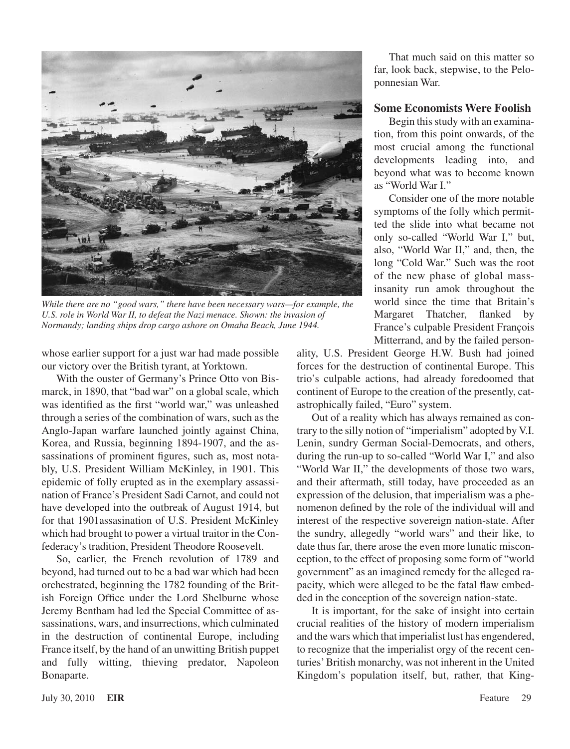While there are no "good wars," there have been necessary wars—for example, the U.S. role in World War II, to defeat the Nazi menace. Shown: the invasion of Normandy; landing ships drop cargo ashore on Omaha Beach, June 1944.

whose earlier support for a just war had made possible our victory over the British tyrant, at Yorktown.

With the ouster of Germany's Prince Otto von Bismarck, in 1890, that "bad war" on a global scale, which was identified as the first "world war," was unleashed through a series of the combination of wars, such as the Anglo-Japan warfare launched jointly against China, Korea, and Russia, beginning 1894-1907, and the assassinations of prominent figures, such as, most notably, U.S. President William McKinley, in 1901. This epidemic of folly erupted as in the exemplary assassination of France's President Sadi Carnot, and could not have developed into the outbreak of August 1914, but for that 1901assasination of U.S. President McKinley which had brought to power a virtual traitor in the Confederacy's tradition, President Theodore Roosevelt.

So, earlier, the French revolution of 1789 and beyond, had turned out to be a bad war which had been orchestrated, beginning the 1782 founding of the British Foreign Office under the Lord Shelburne whose Jeremy Bentham had led the Special Committee of assassinations, wars, and insurrections, which culminated in the destruction of continental Europe, including France itself, by the hand of an unwitting British puppet and fully witting, thieving predator, Napoleon Bonaparte.

That much said on this matter so far, look back, stepwise, to the Peloponnesian War.

### Some Economists Were Foolish

Begin this study with an examination, from this point onwards, of the most crucial among the functional developments leading into, and beyond what was to become known as "World War I."

Consider one of the more notable symptoms of the folly which permitted the slide into what became not only so-called "World War I," but, also, "World War II," and, then, the long "Cold War." Such was the root of the new phase of global mass-insanity run amok throughout the world since the time that Britain's Margaret Thatcher, flanked by France's culpable President François Mitterrand, and by the failed personality, U.S. President George H.W. Bush had joined forces for the destruction of continental Europe. This trio's culpable actions, had already foredoomed that continent of Europe to the creation of the presently, catastrophically failed, "Euro" system.

Out of a reality which has always remained as contrary to the silly notion of "imperialism" adopted by V.I. Lenin, sundry German Social-Democrats, and others, during the run-up to so-called "World War I," and also "World War II," the developments of those two wars, and their aftermath, still today, have proceeded as an expression of the delusion, that imperialism was a phenomenon defined by the role of the individual will and interest of the respective sovereign nation-state. After the sundry, allegedly "world wars" and their like, to date thus far, there arose the even more lunatic misconception, to the effect of proposing some form of "world government" as an imagined remedy for the alleged rapacity, which were alleged to be the fatal flaw embedded in the conception of the sovereign nation-state.

It is important, for the sake of insight into certain crucial realities of the history of modern imperialism and the wars which that imperialist lust has engendered, to recognize that the imperialist orgy of the recent centuries' British monarchy, was not inherent in the United Kingdom's population itself, but, rather, that King-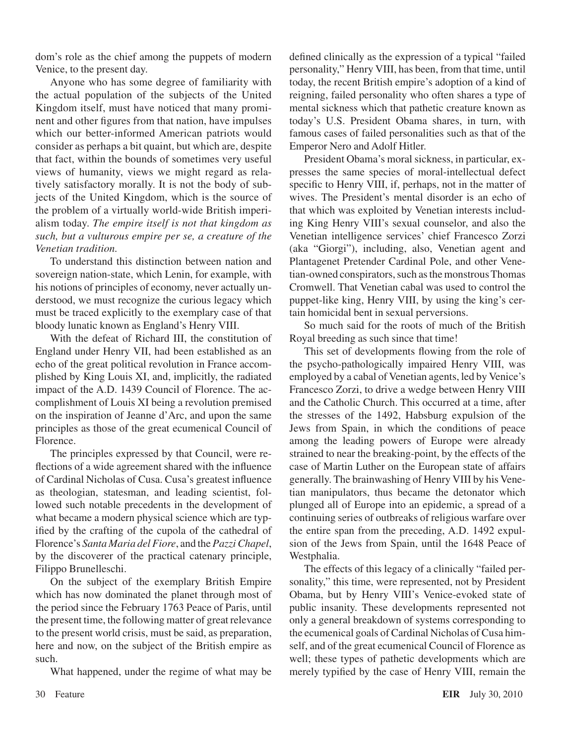dom's role as the chief among the puppets of modern Venice, to the present day.

Anyone who has some degree of familiarity with the actual population of the subjects of the United Kingdom itself, must have noticed that many prominent and other figures from that nation, have impulses which our better-informed American patriots would consider as perhaps a bit quaint, but which are, despite that fact, within the bounds of sometimes very useful views of humanity, views we might regard as relatively satisfactory morally. It is not the body of subjects of the United Kingdom, which is the source of the problem of a virtually world-wide British imperialism today. *The empire itself is not that kingdom as such, but a vulturous empire per se, a creature of the Venetian tradition.*

To understand this distinction between nation and sovereign nation-state, which Lenin, for example, with his notions of principles of economy, never actually understood, we must recognize the curious legacy which must be traced explicitly to the exemplary case of that bloody lunatic known as England's Henry VIII.

With the defeat of Richard III, the constitution of England under Henry VII, had been established as an echo of the great political revolution in France accomplished by King Louis XI, and, implicitly, the radiated impact of the A.D. 1439 Council of Florence. The accomplishment of Louis XI being a revolution premised on the inspiration of Jeanne d'Arc, and upon the same principles as those of the great ecumenical Council of Florence.

The principles expressed by that Council, were reflections of a wide agreement shared with the influence of Cardinal Nicholas of Cusa. Cusa's greatest influence as theologian, statesman, and leading scientist, followed such notable precedents in the development of what became a modern physical science which are typified by the crafting of the cupola of the cathedral of Florence's *Santa Maria del Fiore*, and the *Pazzi Chapel*, by the discoverer of the practical catenary principle, Filippo Brunelleschi.

On the subject of the exemplary British Empire which has now dominated the planet through most of the period since the February 1763 Peace of Paris, until the present time, the following matter of great relevance to the present world crisis, must be said, as preparation, here and now, on the subject of the British empire as such.

What happened, under the regime of what may be defined clinically as the expression of a typical "failed personality," Henry VIII, has been, from that time, until today, the recent British empire's adoption of a kind of reigning, failed personality who often shares a type of mental sickness which that pathetic creature known as today's U.S. President Obama shares, in turn, with famous cases of failed personalities such as that of the Emperor Nero and Adolf Hitler.

President Obama's moral sickness, in particular, expresses the same species of moral-intellectual defect specific to Henry VIII, if, perhaps, not in the matter of wives. The President's mental disorder is an echo of that which was exploited by Venetian interests including King Henry VIII's sexual counselor, and also the Venetian intelligence services' chief Francesco Zorzi (aka "Giorgi"), including, also, Venetian agent and Plantagenet Pretender Cardinal Pole, and other Venetian-owned conspirators, such as the monstrous Thomas Cromwell. That Venetian cabal was used to control the puppet-like king, Henry VIII, by using the king's certain homicidal bent in sexual perversions.

So much said for the roots of much of the British Royal breeding as such since that time!

This set of developments flowing from the role of the psycho-pathologically impaired Henry VIII, was employed by a cabal of Venetian agents, led by Venice's Francesco Zorzi, to drive a wedge between Henry VIII and the Catholic Church. This occurred at a time, after the stresses of the 1492, Habsburg expulsion of the Jews from Spain, in which the conditions of peace among the leading powers of Europe were already strained to near the breaking-point, by the effects of the case of Martin Luther on the European state of affairs generally. The brainwashing of Henry VIII by his Venetian manipulators, thus became the detonator which plunged all of Europe into an epidemic, a spread of a continuing series of outbreaks of religious warfare over the entire span from the preceding, A.D. 1492 expulsion of the Jews from Spain, until the 1648 Peace of Westphalia.

The effects of this legacy of a clinically "failed personality," this time, were represented, not by President Obama, but by Henry VIII's Venice-evoked state of public insanity. These developments represented not only a general breakdown of systems corresponding to the ecumenical goals of Cardinal Nicholas of Cusa himself, and of the great ecumenical Council of Florence as well; these types of pathetic developments which are merely typified by the case of Henry VIII, remain the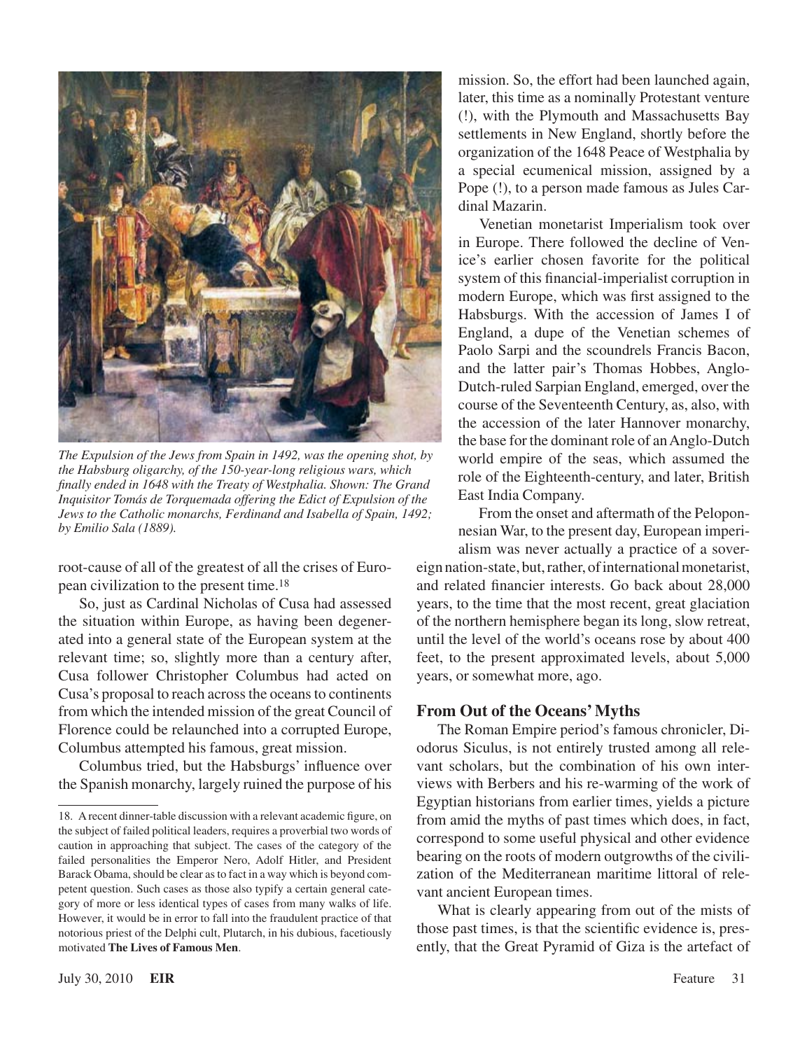*The Expulsion of the Jews from Spain in 1492, was the opening shot, by the Habsburg oligarchy, of the 150-year-long religious wars, which finally ended in 1648 with the Treaty of Westphalia. Shown: The Grand Inquisitor Tomás de Torquemada offering the Edict of Expulsion of the Jews to the Catholic monarchs, Ferdinand and Isabella of Spain, 1492; by Emilio Sala (1889).*

root-cause of all of the greatest of all the crises of European civilization to the present time.[18]

So, just as Cardinal Nicholas of Cusa had assessed the situation within Europe, as having been degenerated into a general state of the European system at the relevant time; so, slightly more than a century after, Cusa follower Christopher Columbus had acted on Cusa's proposal to reach across the oceans to continents from which the intended mission of the great Council of Florence could be relaunched into a corrupted Europe, Columbus attempted his famous, great mission.

Columbus tried, but the Habsburgs' influence over the Spanish monarchy, largely ruined the purpose of his mission. So, the effort had been launched again, later, this time as a nominally Protestant venture (!), with the Plymouth and Massachusetts Bay settlements in New England, shortly before the organization of the 1648 Peace of Westphalia by a special ecumenical mission, assigned by a Pope (!), to a person made famous as Jules Cardinal Mazarin.

Venetian monetarist Imperialism took over in Europe. There followed the decline of Venice's earlier chosen favorite for the political system of this financial-imperialist corruption in modern Europe, which was first assigned to the Habsburgs. With the accession of James I of England, a dupe of the Venetian schemes of Paolo Sarpi and the scoundrels Francis Bacon, and the latter pair's Thomas Hobbes, Anglo-Dutch-ruled Sarpian England, emerged, over the course of the Seventeenth Century, as, also, with the accession of the later Hannover monarchy, the base for the dominant role of an Anglo-Dutch world empire of the seas, which assumed the role of the Eighteenth-century, and later, British East India Company.

From the onset and aftermath of the Peloponnesian War, to the present day, European imperialism was never actually a practice of a sovereign nation-state, but, rather, of international monetarist, and related financier interests. Go back about 28,000 years, to the time that the most recent, great glaciation of the northern hemisphere began its long, slow retreat, until the level of the world's oceans rose by about 400 feet, to the present approximated levels, about 5,000 years, or somewhat more, ago.

## From Out of the Oceans' Myths

The Roman Empire period's famous chronicler, Diodorus Siculus, is not entirely trusted among all relevant scholars, but the combination of his own interviews with Berbers and his re-warming of the work of Egyptian historians from earlier times, yields a picture from amid the myths of past times which does, in fact, correspond to some useful physical and other evidence bearing on the roots of modern outgrowths of the civilization of the Mediterranean maritime littoral of relevant ancient European times.

What is clearly appearing from out of the mists of those past times, is that the scientific evidence is, presently, that the Great Pyramid of Giza is the artefact of

---

18. A recent dinner-table discussion with a relevant academic figure, on the subject of failed political leaders, requires a proverbial two words of caution in approaching that subject. The cases of the category of the failed personalities the Emperor Nero, Adolf Hitler, and President Barack Obama, should be clear as to fact in a way which is beyond competent question. Such cases as those also typify a certain general category of more or less identical types of cases from many walks of life. However, it would be in error to fall into the fraudulent practice of that notorious priest of the Delphi cult, Plutarch, in his dubious, facetiously motivated **The Lives of Famous Men**.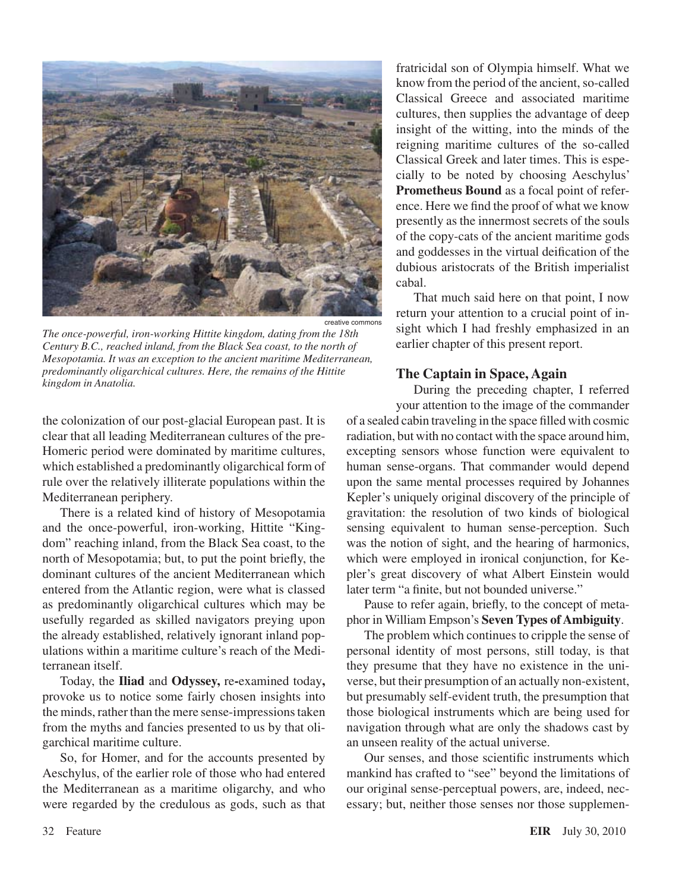The once-powerful, iron-working Hittite kingdom, dating from the 18th Century B.C., reached inland, from the Black Sea coast, to the north of Mesopotamia. It was an exception to the ancient maritime Mediterranean, predominantly oligarchical cultures. Here, the remains of the Hittite kingdom in Anatolia.

the colonization of our post-glacial European past. It is clear that all leading Mediterranean cultures of the pre-Homeric period were dominated by maritime cultures, which established a predominantly oligarchical form of rule over the relatively illiterate populations within the Mediterranean periphery.

There is a related kind of history of Mesopotamia and the once-powerful, iron-working, Hittite "Kingdom" reaching inland, from the Black Sea coast, to the north of Mesopotamia; but, to put the point briefly, the dominant cultures of the ancient Mediterranean which entered from the Atlantic region, were what is classed as predominantly oligarchical cultures which may be usefully regarded as skilled navigators preying upon the already established, relatively ignorant inland populations within a maritime culture's reach of the Mediterranean itself.

Today, the **Iliad** and **Odyssey,** re-examined today**,** provoke us to notice some fairly chosen insights into the minds, rather than the mere sense-impressions taken from the myths and fancies presented to us by that oligarchical maritime culture.

So, for Homer, and for the accounts presented by Aeschylus, of the earlier role of those who had entered the Mediterranean as a maritime oligarchy, and who were regarded by the credulous as gods, such as that fratricidal son of Olympia himself. What we know from the period of the ancient, so-called Classical Greece and associated maritime cultures, then supplies the advantage of deep insight of the witting, into the minds of the reigning maritime cultures of the so-called Classical Greek and later times. This is especially to be noted by choosing Aeschylus' **Prometheus Bound** as a focal point of reference. Here we find the proof of what we know presently as the innermost secrets of the souls of the copy-cats of the ancient maritime gods and goddesses in the virtual deification of the dubious aristocrats of the British imperialist cabal.

That much said here on that point, I now return your attention to a crucial point of insight which I had freshly emphasized in an earlier chapter of this present report.

### The Captain in Space, Again

During the preceding chapter, I referred your attention to the image of the commander of a sealed cabin traveling in the space filled with cosmic radiation, but with no contact with the space around him, excepting sensors whose function were equivalent to human sense-organs. That commander would depend upon the same mental processes required by Johannes Kepler's uniquely original discovery of the principle of gravitation: the resolution of two kinds of biological sensing equivalent to human sense-perception. Such was the notion of sight, and the hearing of harmonics, which were employed in ironical conjunction, for Kepler's great discovery of what Albert Einstein would later term "a finite, but not bounded universe."

Pause to refer again, briefly, to the concept of metaphor in William Empson's **Seven Types of Ambiguity**.

The problem which continues to cripple the sense of personal identity of most persons, still today, is that they presume that they have no existence in the universe, but their presumption of an actually non-existent, but presumably self-evident truth, the presumption that those biological instruments which are being used for navigation through what are only the shadows cast by an unseen reality of the actual universe.

Our senses, and those scientific instruments which mankind has crafted to "see" beyond the limitations of our original sense-perceptual powers, are, indeed, necessary; but, neither those senses nor those supplemen-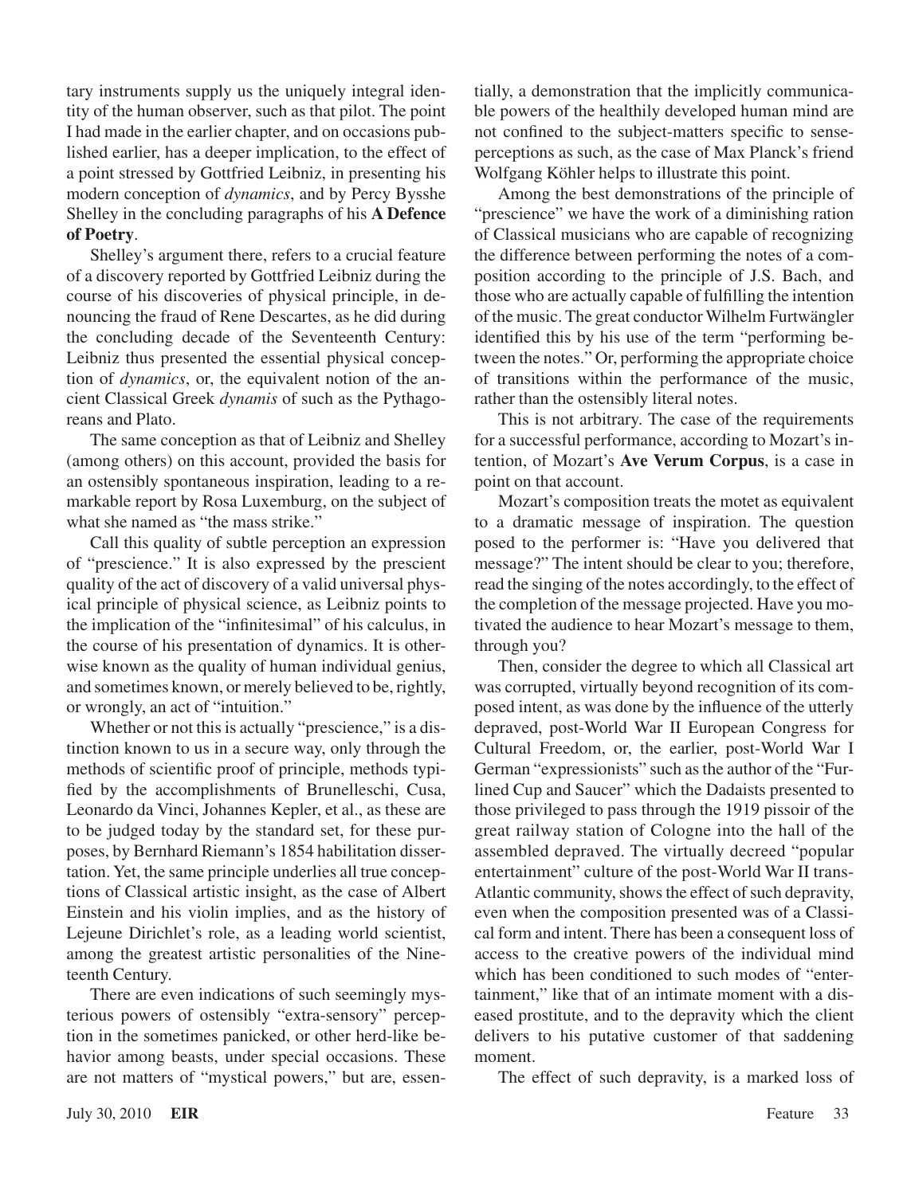tary instruments supply us the uniquely integral identity of the human observer, such as that pilot. The point I had made in the earlier chapter, and on occasions published earlier, has a deeper implication, to the effect of a point stressed by Gottfried Leibniz, in presenting his modern conception of *dynamics*, and by Percy Bysshe Shelley in the concluding paragraphs of his **A Defence of Poetry**.

Shelley's argument there, refers to a crucial feature of a discovery reported by Gottfried Leibniz during the course of his discoveries of physical principle, in denouncing the fraud of Rene Descartes, as he did during the concluding decade of the Seventeenth Century: Leibniz thus presented the essential physical conception of *dynamics*, or, the equivalent notion of the ancient Classical Greek *dynamis* of such as the Pythagoreans and Plato.

The same conception as that of Leibniz and Shelley (among others) on this account, provided the basis for an ostensibly spontaneous inspiration, leading to a remarkable report by Rosa Luxemburg, on the subject of what she named as "the mass strike."

Call this quality of subtle perception an expression of "prescience." It is also expressed by the prescient quality of the act of discovery of a valid universal physical principle of physical science, as Leibniz points to the implication of the "infinitesimal" of his calculus, in the course of his presentation of dynamics. It is otherwise known as the quality of human individual genius, and sometimes known, or merely believed to be, rightly, or wrongly, an act of "intuition."

Whether or not this is actually "prescience," is a distinction known to us in a secure way, only through the methods of scientific proof of principle, methods typified by the accomplishments of Brunelleschi, Cusa, Leonardo da Vinci, Johannes Kepler, et al., as these are to be judged today by the standard set, for these purposes, by Bernhard Riemann's 1854 habilitation dissertation. Yet, the same principle underlies all true conceptions of Classical artistic insight, as the case of Albert Einstein and his violin implies, and as the history of Lejeune Dirichlet's role, as a leading world scientist, among the greatest artistic personalities of the Nineteenth Century.

There are even indications of such seemingly mysterious powers of ostensibly "extra-sensory" perception in the sometimes panicked, or other herd-like behavior among beasts, under special occasions. These are not matters of "mystical powers," but are, essentially, a demonstration that the implicitly communicable powers of the healthily developed human mind are not confined to the subject-matters specific to sense-perceptions as such, as the case of Max Planck's friend Wolfgang Köhler helps to illustrate this point.

Among the best demonstrations of the principle of "prescience" we have the work of a diminishing ration of Classical musicians who are capable of recognizing the difference between performing the notes of a composition according to the principle of J.S. Bach, and those who are actually capable of fulfilling the intention of the music. The great conductor Wilhelm Furtwängler identified this by his use of the term "performing between the notes." Or, performing the appropriate choice of transitions within the performance of the music, rather than the ostensibly literal notes.

This is not arbitrary. The case of the requirements for a successful performance, according to Mozart's intention, of Mozart's **Ave Verum Corpus**, is a case in point on that account.

Mozart's composition treats the motet as equivalent to a dramatic message of inspiration. The question posed to the performer is: "Have you delivered that message?" The intent should be clear to you; therefore, read the singing of the notes accordingly, to the effect of the completion of the message projected. Have you motivated the audience to hear Mozart's message to them, through you?

Then, consider the degree to which all Classical art was corrupted, virtually beyond recognition of its composed intent, as was done by the influence of the utterly depraved, post-World War II European Congress for Cultural Freedom, or, the earlier, post-World War I German "expressionists" such as the author of the "Fur-lined Cup and Saucer" which the Dadaists presented to those privileged to pass through the 1919 pissoir of the great railway station of Cologne into the hall of the assembled depraved. The virtually decreed "popular entertainment" culture of the post-World War II trans-Atlantic community, shows the effect of such depravity, even when the composition presented was of a Classical form and intent. There has been a consequent loss of access to the creative powers of the individual mind which has been conditioned to such modes of "entertainment," like that of an intimate moment with a diseased prostitute, and to the depravity which the client delivers to his putative customer of that saddening moment.

The effect of such depravity, is a marked loss of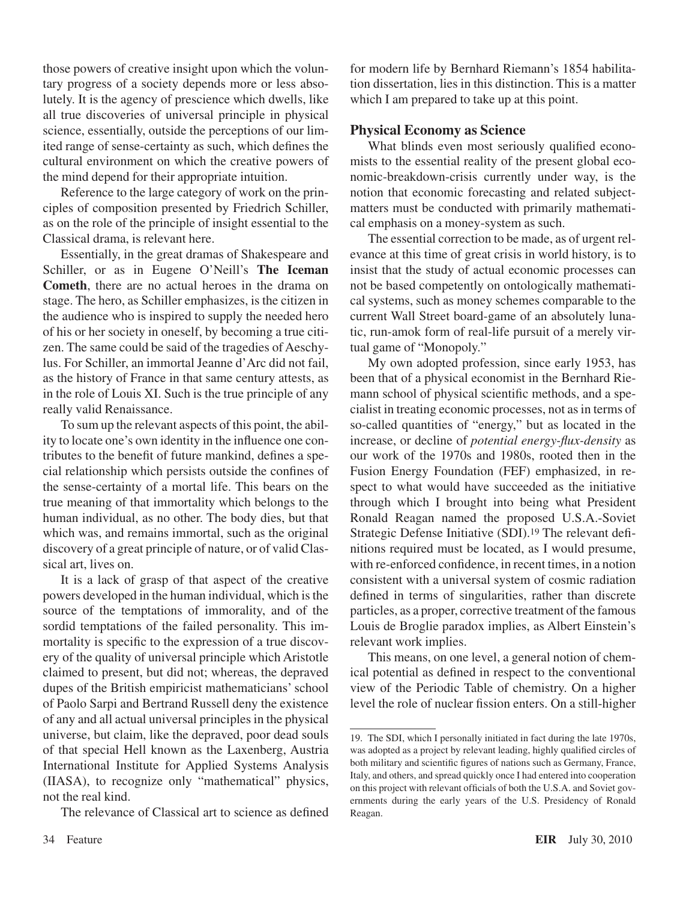those powers of creative insight upon which the voluntary progress of a society depends more or less absolutely. It is the agency of prescience which dwells, like all true discoveries of universal principle in physical science, essentially, outside the perceptions of our limited range of sense-certainty as such, which defines the cultural environment on which the creative powers of the mind depend for their appropriate intuition.

Reference to the large category of work on the principles of composition presented by Friedrich Schiller, as on the role of the principle of insight essential to the Classical drama, is relevant here.

Essentially, in the great dramas of Shakespeare and Schiller, or as in Eugene O'Neill's **The Iceman Cometh**, there are no actual heroes in the drama on stage. The hero, as Schiller emphasizes, is the citizen in the audience who is inspired to supply the needed hero of his or her society in oneself, by becoming a true citizen. The same could be said of the tragedies of Aeschylus. For Schiller, an immortal Jeanne d'Arc did not fail, as the history of France in that same century attests, as in the role of Louis XI. Such is the true principle of any really valid Renaissance.

To sum up the relevant aspects of this point, the ability to locate one's own identity in the influence one contributes to the benefit of future mankind, defines a special relationship which persists outside the confines of the sense-certainty of a mortal life. This bears on the true meaning of that immortality which belongs to the human individual, as no other. The body dies, but that which was, and remains immortal, such as the original discovery of a great principle of nature, or of valid Classical art, lives on.

It is a lack of grasp of that aspect of the creative powers developed in the human individual, which is the source of the temptations of immorality, and of the sordid temptations of the failed personality. This immortality is specific to the expression of a true discovery of the quality of universal principle which Aristotle claimed to present, but did not; whereas, the depraved dupes of the British empiricist mathematicians' school of Paolo Sarpi and Bertrand Russell deny the existence of any and all actual universal principles in the physical universe, but claim, like the depraved, poor dead souls of that special Hell known as the Laxenberg, Austria International Institute for Applied Systems Analysis (IIASA), to recognize only "mathematical" physics, not the real kind.

The relevance of Classical art to science as defined for modern life by Bernhard Riemann's 1854 habilitation dissertation, lies in this distinction. This is a matter which I am prepared to take up at this point.

## Physical Economy as Science

What blinds even most seriously qualified economists to the essential reality of the present global economic-breakdown-crisis currently under way, is the notion that economic forecasting and related subject-matters must be conducted with primarily mathematical emphasis on a money-system as such.

The essential correction to be made, as of urgent relevance at this time of great crisis in world history, is to insist that the study of actual economic processes can not be based competently on ontologically mathematical systems, such as money schemes comparable to the current Wall Street board-game of an absolutely lunatic, run-amok form of real-life pursuit of a merely virtual game of "Monopoly."

My own adopted profession, since early 1953, has been that of a physical economist in the Bernhard Riemann school of physical scientific methods, and a specialist in treating economic processes, not as in terms of so-called quantities of "energy," but as located in the increase, or decline of *potential energy-flux-density* as our work of the 1970s and 1980s, rooted then in the Fusion Energy Foundation (FEF) emphasized, in respect to what would have succeeded as the initiative through which I brought into being what President Ronald Reagan named the proposed U.S.A.-Soviet Strategic Defense Initiative (SDI).[19] The relevant definitions required must be located, as I would presume, with re-enforced confidence, in recent times, in a notion consistent with a universal system of cosmic radiation defined in terms of singularities, rather than discrete particles, as a proper, corrective treatment of the famous Louis de Broglie paradox implies, as Albert Einstein's relevant work implies.

This means, on one level, a general notion of chemical potential as defined in respect to the conventional view of the Periodic Table of chemistry. On a higher level the role of nuclear fission enters. On a still-higher

---

19. The SDI, which I personally initiated in fact during the late 1970s, was adopted as a project by relevant leading, highly qualified circles of both military and scientific figures of nations such as Germany, France, Italy, and others, and spread quickly once I had entered into cooperation on this project with relevant officials of both the U.S.A. and Soviet governments during the early years of the U.S. Presidency of Ronald Reagan.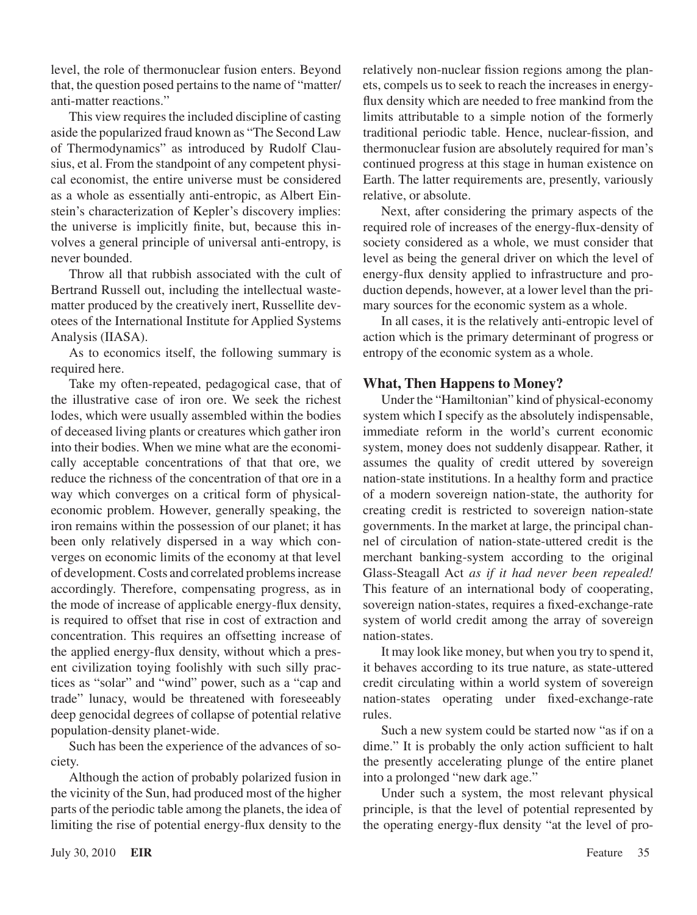level, the role of thermonuclear fusion enters. Beyond that, the question posed pertains to the name of "matter/anti-matter reactions."

This view requires the included discipline of casting aside the popularized fraud known as "The Second Law of Thermodynamics" as introduced by Rudolf Clausius, et al. From the standpoint of any competent physical economist, the entire universe must be considered as a whole as essentially anti-entropic, as Albert Einstein's characterization of Kepler's discovery implies: the universe is implicitly finite, but, because this involves a general principle of universal anti-entropy, is never bounded.

Throw all that rubbish associated with the cult of Bertrand Russell out, including the intellectual waste-matter produced by the creatively inert, Russellite devotees of the International Institute for Applied Systems Analysis (IIASA).

As to economics itself, the following summary is required here.

Take my often-repeated, pedagogical case, that of the illustrative case of iron ore. We seek the richest lodes, which were usually assembled within the bodies of deceased living plants or creatures which gather iron into their bodies. When we mine what are the economically acceptable concentrations of that that ore, we reduce the richness of the concentration of that ore in a way which converges on a critical form of physical-economic problem. However, generally speaking, the iron remains within the possession of our planet; it has been only relatively dispersed in a way which converges on economic limits of the economy at that level of development. Costs and correlated problems increase accordingly. Therefore, compensating progress, as in the mode of increase of applicable energy-flux density, is required to offset that rise in cost of extraction and concentration. This requires an offsetting increase of the applied energy-flux density, without which a present civilization toying foolishly with such silly practices as "solar" and "wind" power, such as a "cap and trade" lunacy, would be threatened with foreseeably deep genocidal degrees of collapse of potential relative population-density planet-wide.

Such has been the experience of the advances of society.

Although the action of probably polarized fusion in the vicinity of the Sun, had produced most of the higher parts of the periodic table among the planets, the idea of limiting the rise of potential energy-flux density to the relatively non-nuclear fission regions among the planets, compels us to seek to reach the increases in energy-flux density which are needed to free mankind from the limits attributable to a simple notion of the formerly traditional periodic table. Hence, nuclear-fission, and thermonuclear fusion are absolutely required for man's continued progress at this stage in human existence on Earth. The latter requirements are, presently, variously relative, or absolute.

Next, after considering the primary aspects of the required role of increases of the energy-flux-density of society considered as a whole, we must consider that level as being the general driver on which the level of energy-flux density applied to infrastructure and production depends, however, at a lower level than the primary sources for the economic system as a whole.

In all cases, it is the relatively anti-entropic level of action which is the primary determinant of progress or entropy of the economic system as a whole.

## What, Then Happens to Money?

Under the "Hamiltonian" kind of physical-economy system which I specify as the absolutely indispensable, immediate reform in the world's current economic system, money does not suddenly disappear. Rather, it assumes the quality of credit uttered by sovereign nation-state institutions. In a healthy form and practice of a modern sovereign nation-state, the authority for creating credit is restricted to sovereign nation-state governments. In the market at large, the principal channel of circulation of nation-state-uttered credit is the merchant banking-system according to the original Glass-Steagall Act *as if it had never been repealed!* This feature of an international body of cooperating, sovereign nation-states, requires a fixed-exchange-rate system of world credit among the array of sovereign nation-states.

It may look like money, but when you try to spend it, it behaves according to its true nature, as state-uttered credit circulating within a world system of sovereign nation-states operating under fixed-exchange-rate rules.

Such a new system could be started now "as if on a dime." It is probably the only action sufficient to halt the presently accelerating plunge of the entire planet into a prolonged "new dark age."

Under such a system, the most relevant physical principle, is that the level of potential represented by the operating energy-flux density "at the level of pro-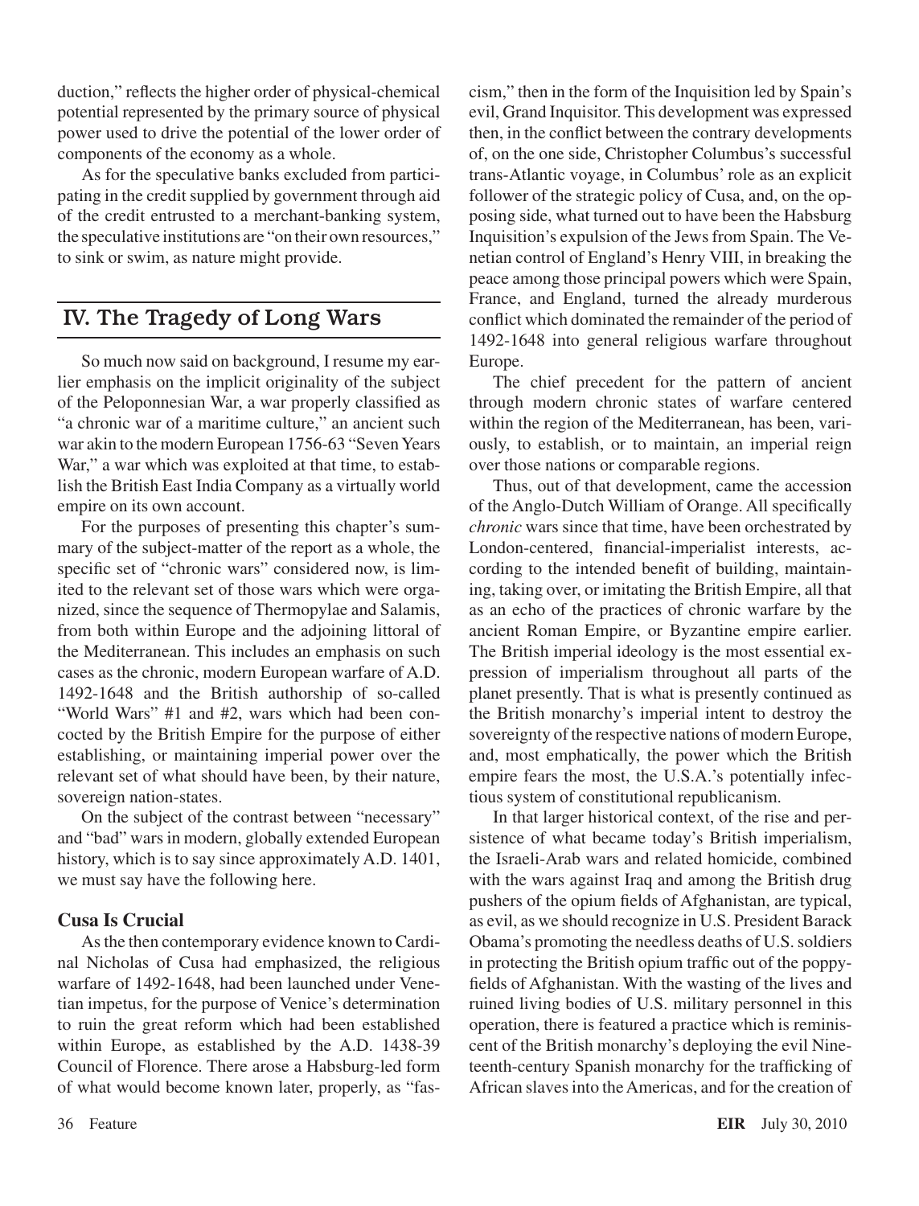duction," reflects the higher order of physical-chemical potential represented by the primary source of physical power used to drive the potential of the lower order of components of the economy as a whole.

As for the speculative banks excluded from participating in the credit supplied by government through aid of the credit entrusted to a merchant-banking system, the speculative institutions are "on their own resources," to sink or swim, as nature might provide.

## IV. The Tragedy of Long Wars

So much now said on background, I resume my earlier emphasis on the implicit originality of the subject of the Peloponnesian War, a war properly classified as "a chronic war of a maritime culture," an ancient such war akin to the modern European 1756-63 "Seven Years War," a war which was exploited at that time, to establish the British East India Company as a virtually world empire on its own account.

For the purposes of presenting this chapter's summary of the subject-matter of the report as a whole, the specific set of "chronic wars" considered now, is limited to the relevant set of those wars which were organized, since the sequence of Thermopylae and Salamis, from both within Europe and the adjoining littoral of the Mediterranean. This includes an emphasis on such cases as the chronic, modern European warfare of A.D. 1492-1648 and the British authorship of so-called "World Wars" #1 and #2, wars which had been concocted by the British Empire for the purpose of either establishing, or maintaining imperial power over the relevant set of what should have been, by their nature, sovereign nation-states.

On the subject of the contrast between "necessary" and "bad" wars in modern, globally extended European history, which is to say since approximately A.D. 1401, we must say have the following here.

### Cusa Is Crucial

As the then contemporary evidence known to Cardinal Nicholas of Cusa had emphasized, the religious warfare of 1492-1648, had been launched under Venetian impetus, for the purpose of Venice's determination to ruin the great reform which had been established within Europe, as established by the A.D. 1438-39 Council of Florence. There arose a Habsburg-led form of what would become known later, properly, as "fascism," then in the form of the Inquisition led by Spain's evil, Grand Inquisitor. This development was expressed then, in the conflict between the contrary developments of, on the one side, Christopher Columbus's successful trans-Atlantic voyage, in Columbus' role as an explicit follower of the strategic policy of Cusa, and, on the opposing side, what turned out to have been the Habsburg Inquisition's expulsion of the Jews from Spain. The Venetian control of England's Henry VIII, in breaking the peace among those principal powers which were Spain, France, and England, turned the already murderous conflict which dominated the remainder of the period of 1492-1648 into general religious warfare throughout Europe.

The chief precedent for the pattern of ancient through modern chronic states of warfare centered within the region of the Mediterranean, has been, variously, to establish, or to maintain, an imperial reign over those nations or comparable regions.

Thus, out of that development, came the accession of the Anglo-Dutch William of Orange. All specifically *chronic* wars since that time, have been orchestrated by London-centered, financial-imperialist interests, according to the intended benefit of building, maintaining, taking over, or imitating the British Empire, all that as an echo of the practices of chronic warfare by the ancient Roman Empire, or Byzantine empire earlier. The British imperial ideology is the most essential expression of imperialism throughout all parts of the planet presently. That is what is presently continued as the British monarchy's imperial intent to destroy the sovereignty of the respective nations of modern Europe, and, most emphatically, the power which the British empire fears the most, the U.S.A.'s potentially infectious system of constitutional republicanism.

In that larger historical context, of the rise and persistence of what became today's British imperialism, the Israeli-Arab wars and related homicide, combined with the wars against Iraq and among the British drug pushers of the opium fields of Afghanistan, are typical, as evil, as we should recognize in U.S. President Barack Obama's promoting the needless deaths of U.S. soldiers in protecting the British opium traffic out of the poppy-fields of Afghanistan. With the wasting of the lives and ruined living bodies of U.S. military personnel in this operation, there is featured a practice which is reminiscent of the British monarchy's deploying the evil Nineteenth-century Spanish monarchy for the trafficking of African slaves into the Americas, and for the creation of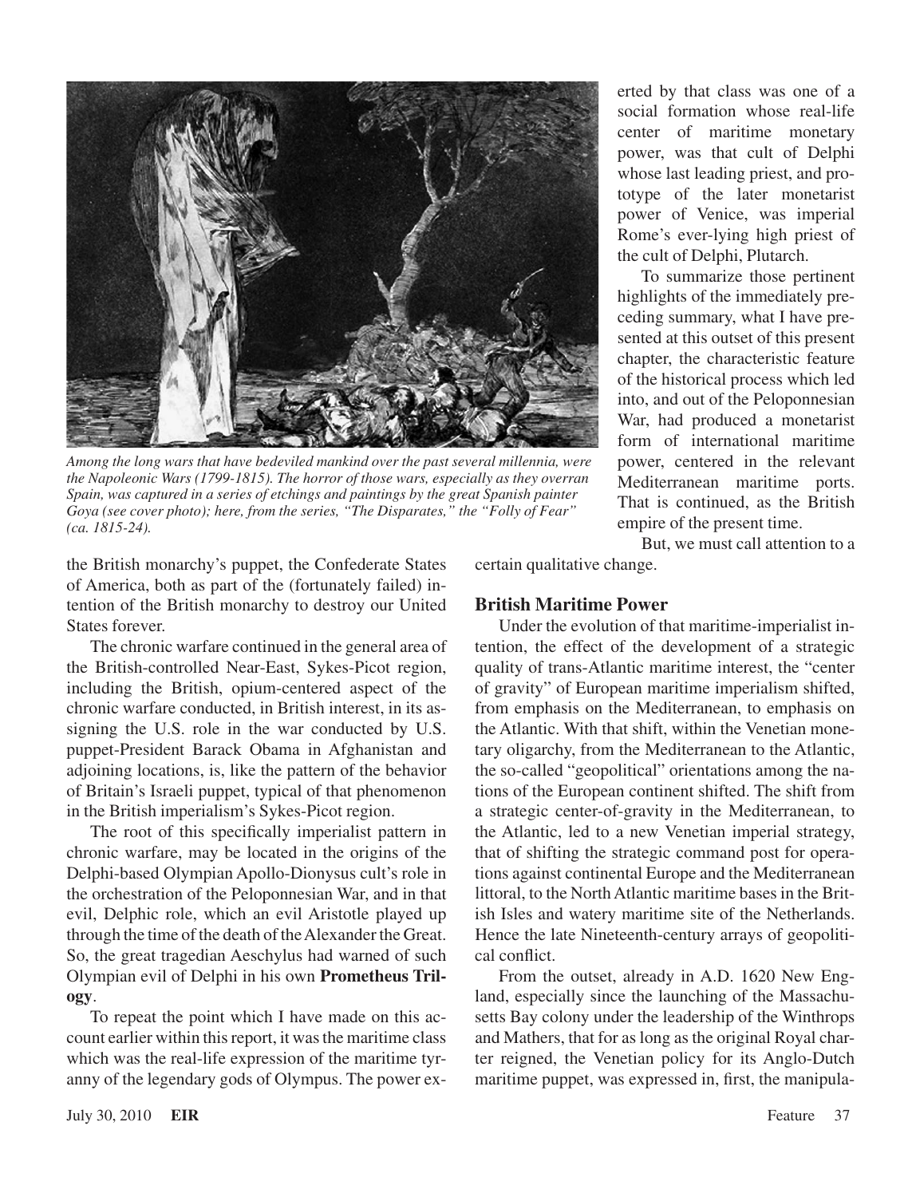*Among the long wars that have bedeviled mankind over the past several millennia, were the Napoleonic Wars (1799-1815). The horror of those wars, especially as they overran Spain, was captured in a series of etchings and paintings by the great Spanish painter Goya (see cover photo); here, from the series, "The Disparates," the "Folly of Fear" (ca. 1815-24).*

the British monarchy's puppet, the Confederate States of America, both as part of the (fortunately failed) intention of the British monarchy to destroy our United States forever.

The chronic warfare continued in the general area of the British-controlled Near-East, Sykes-Picot region, including the British, opium-centered aspect of the chronic warfare conducted, in British interest, in its assigning the U.S. role in the war conducted by U.S. puppet-President Barack Obama in Afghanistan and adjoining locations, is, like the pattern of the behavior of Britain's Israeli puppet, typical of that phenomenon in the British imperialism's Sykes-Picot region.

The root of this specifically imperialist pattern in chronic warfare, may be located in the origins of the Delphi-based Olympian Apollo-Dionysus cult's role in the orchestration of the Peloponnesian War, and in that evil, Delphic role, which an evil Aristotle played up through the time of the death of the Alexander the Great. So, the great tragedian Aeschylus had warned of such Olympian evil of Delphi in his own **Prometheus Trilogy**.

To repeat the point which I have made on this account earlier within this report, it was the maritime class which was the real-life expression of the maritime tyranny of the legendary gods of Olympus. The power exerted by that class was one of a social formation whose real-life center of maritime monetary power, was that cult of Delphi whose last leading priest, and prototype of the later monetarist power of Venice, was imperial Rome's ever-lying high priest of the cult of Delphi, Plutarch.

To summarize those pertinent highlights of the immediately preceding summary, what I have presented at this outset of this present chapter, the characteristic feature of the historical process which led into, and out of the Peloponnesian War, had produced a monetarist form of international maritime power, centered in the relevant Mediterranean maritime ports. That is continued, as the British empire of the present time.

But, we must call attention to a certain qualitative change.

### British Maritime Power

Under the evolution of that maritime-imperialist intention, the effect of the development of a strategic quality of trans-Atlantic maritime interest, the "center of gravity" of European maritime imperialism shifted, from emphasis on the Mediterranean, to emphasis on the Atlantic. With that shift, within the Venetian monetary oligarchy, from the Mediterranean to the Atlantic, the so-called "geopolitical" orientations among the nations of the European continent shifted. The shift from a strategic center-of-gravity in the Mediterranean, to the Atlantic, led to a new Venetian imperial strategy, that of shifting the strategic command post for operations against continental Europe and the Mediterranean littoral, to the North Atlantic maritime bases in the British Isles and watery maritime site of the Netherlands. Hence the late Nineteenth-century arrays of geopolitical conflict.

From the outset, already in A.D. 1620 New England, especially since the launching of the Massachusetts Bay colony under the leadership of the Winthrops and Mathers, that for as long as the original Royal charter reigned, the Venetian policy for its Anglo-Dutch maritime puppet, was expressed in, first, the manipula-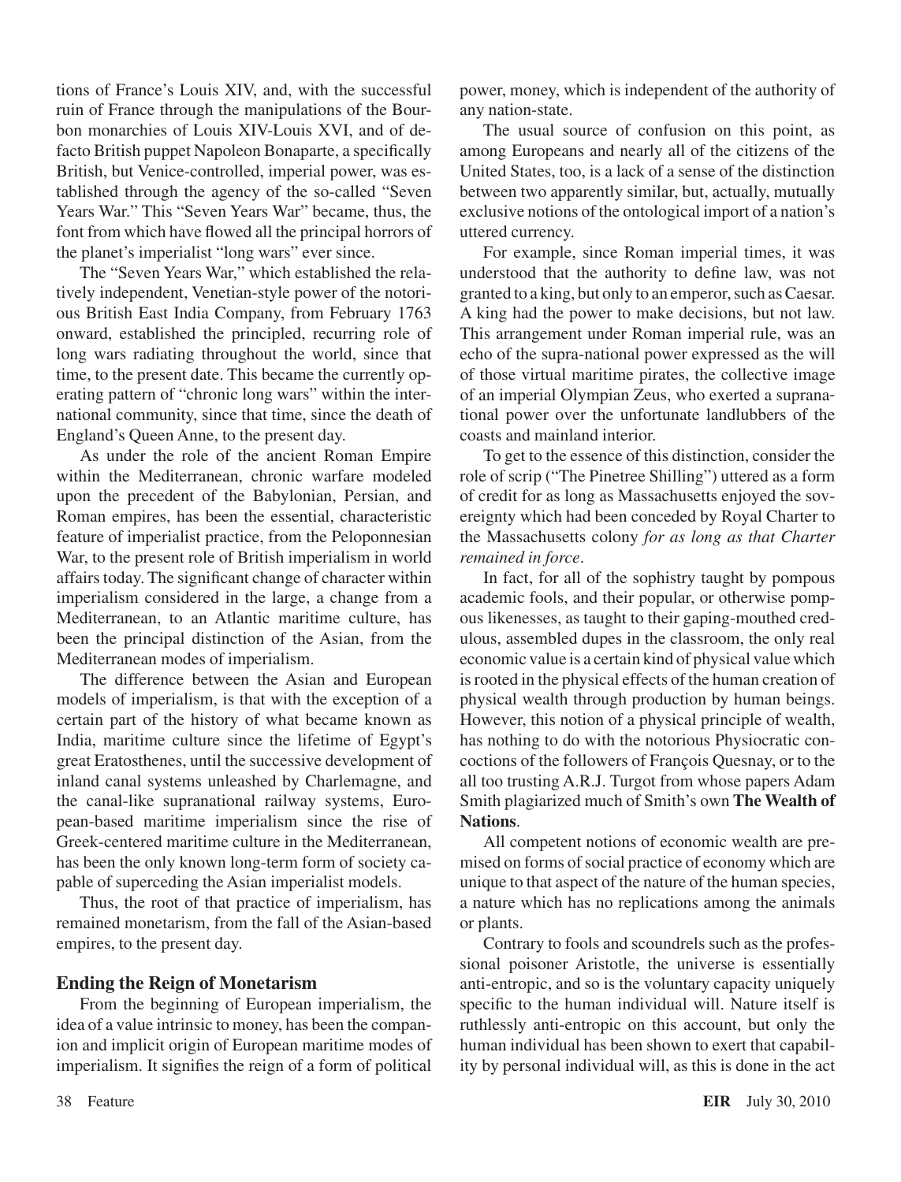tions of France's Louis XIV, and, with the successful ruin of France through the manipulations of the Bourbon monarchies of Louis XIV-Louis XVI, and of defacto British puppet Napoleon Bonaparte, a specifically British, but Venice-controlled, imperial power, was established through the agency of the so-called "Seven Years War." This "Seven Years War" became, thus, the font from which have flowed all the principal horrors of the planet's imperialist "long wars" ever since.

The "Seven Years War," which established the relatively independent, Venetian-style power of the notorious British East India Company, from February 1763 onward, established the principled, recurring role of long wars radiating throughout the world, since that time, to the present date. This became the currently operating pattern of "chronic long wars" within the international community, since that time, since the death of England's Queen Anne, to the present day.

As under the role of the ancient Roman Empire within the Mediterranean, chronic warfare modeled upon the precedent of the Babylonian, Persian, and Roman empires, has been the essential, characteristic feature of imperialist practice, from the Peloponnesian War, to the present role of British imperialism in world affairs today. The significant change of character within imperialism considered in the large, a change from a Mediterranean, to an Atlantic maritime culture, has been the principal distinction of the Asian, from the Mediterranean modes of imperialism.

The difference between the Asian and European models of imperialism, is that with the exception of a certain part of the history of what became known as India, maritime culture since the lifetime of Egypt's great Eratosthenes, until the successive development of inland canal systems unleashed by Charlemagne, and the canal-like supranational railway systems, European-based maritime imperialism since the rise of Greek-centered maritime culture in the Mediterranean, has been the only known long-term form of society capable of superceding the Asian imperialist models.

Thus, the root of that practice of imperialism, has remained monetarism, from the fall of the Asian-based empires, to the present day.

## Ending the Reign of Monetarism

From the beginning of European imperialism, the idea of a value intrinsic to money, has been the companion and implicit origin of European maritime modes of imperialism. It signifies the reign of a form of political power, money, which is independent of the authority of any nation-state.

The usual source of confusion on this point, as among Europeans and nearly all of the citizens of the United States, too, is a lack of a sense of the distinction between two apparently similar, but, actually, mutually exclusive notions of the ontological import of a nation's uttered currency.

For example, since Roman imperial times, it was understood that the authority to define law, was not granted to a king, but only to an emperor, such as Caesar. A king had the power to make decisions, but not law. This arrangement under Roman imperial rule, was an echo of the supra-national power expressed as the will of those virtual maritime pirates, the collective image of an imperial Olympian Zeus, who exerted a supranational power over the unfortunate landlubbers of the coasts and mainland interior.

To get to the essence of this distinction, consider the role of scrip ("The Pinetree Shilling") uttered as a form of credit for as long as Massachusetts enjoyed the sovereignty which had been conceded by Royal Charter to the Massachusetts colony *for as long as that Charter remained in force*.

In fact, for all of the sophistry taught by pompous academic fools, and their popular, or otherwise pompous likenesses, as taught to their gaping-mouthed credulous, assembled dupes in the classroom, the only real economic value is a certain kind of physical value which is rooted in the physical effects of the human creation of physical wealth through production by human beings. However, this notion of a physical principle of wealth, has nothing to do with the notorious Physiocratic concoctions of the followers of François Quesnay, or to the all too trusting A.R.J. Turgot from whose papers Adam Smith plagiarized much of Smith's own **The Wealth of Nations**.

All competent notions of economic wealth are premised on forms of social practice of economy which are unique to that aspect of the nature of the human species, a nature which has no replications among the animals or plants.

Contrary to fools and scoundrels such as the professional poisoner Aristotle, the universe is essentially anti-entropic, and so is the voluntary capacity uniquely specific to the human individual will. Nature itself is ruthlessly anti-entropic on this account, but only the human individual has been shown to exert that capability by personal individual will, as this is done in the act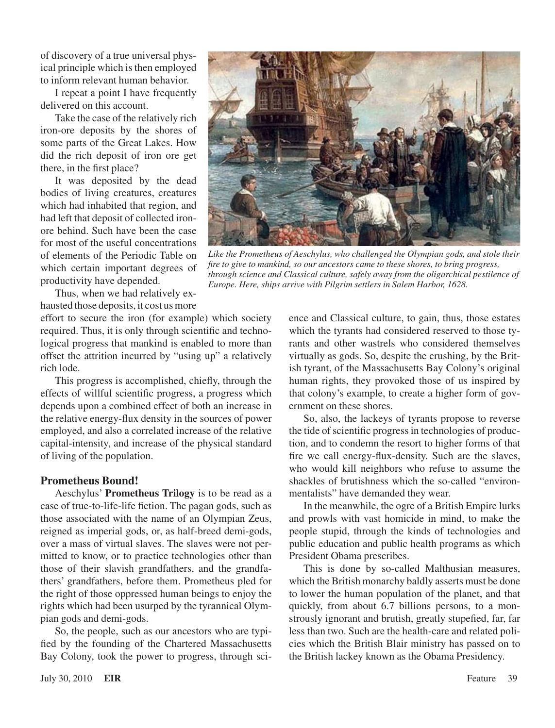of discovery of a true universal physical principle which is then employed to inform relevant human behavior.

I repeat a point I have frequently delivered on this account.

Take the case of the relatively rich iron-ore deposits by the shores of some parts of the Great Lakes. How did the rich deposit of iron ore get there, in the first place?

It was deposited by the dead bodies of living creatures, creatures which had inhabited that region, and had left that deposit of collected iron-ore behind. Such have been the case for most of the useful concentrations of elements of the Periodic Table on which certain important degrees of productivity have depended.

*Like the Prometheus of Aeschylus, who challenged the Olympian gods, and stole their fire to give to mankind, so our ancestors came to these shores, to bring progress, through science and Classical culture, safely away from the oligarchical pestilence of Europe. Here, ships arrive with Pilgrim settlers in Salem Harbor, 1628.*

Thus, when we had relatively exhausted those deposits, it cost us more effort to secure the iron (for example) which society required. Thus, it is only through scientific and technological progress that mankind is enabled to more than offset the attrition incurred by "using up" a relatively rich lode.

This progress is accomplished, chiefly, through the effects of willful scientific progress, a progress which depends upon a combined effect of both an increase in the relative energy-flux density in the sources of power employed, and also a correlated increase of the relative capital-intensity, and increase of the physical standard of living of the population.

### Prometheus Bound!

Aeschylus' **Prometheus Trilogy** is to be read as a case of true-to-life-life fiction. The pagan gods, such as those associated with the name of an Olympian Zeus, reigned as imperial gods, or, as half-breed demi-gods, over a mass of virtual slaves. The slaves were not permitted to know, or to practice technologies other than those of their slavish grandfathers, and the grandfathers' grandfathers, before them. Prometheus pled for the right of those oppressed human beings to enjoy the rights which had been usurped by the tyrannical Olympian gods and demi-gods.

So, the people, such as our ancestors who are typified by the founding of the Chartered Massachusetts Bay Colony, took the power to progress, through science and Classical culture, to gain, thus, those estates which the tyrants had considered reserved to those tyrants and other wastrels who considered themselves virtually as gods. So, despite the crushing, by the British tyrant, of the Massachusetts Bay Colony's original human rights, they provoked those of us inspired by that colony's example, to create a higher form of government on these shores.

So, also, the lackeys of tyrants propose to reverse the tide of scientific progress in technologies of production, and to condemn the resort to higher forms of that fire we call energy-flux-density. Such are the slaves, who would kill neighbors who refuse to assume the shackles of brutishness which the so-called "environmentalists" have demanded they wear.

In the meanwhile, the ogre of a British Empire lurks and prowls with vast homicide in mind, to make the people stupid, through the kinds of technologies and public education and public health programs as which President Obama prescribes.

This is done by so-called Malthusian measures, which the British monarchy baldly asserts must be done to lower the human population of the planet, and that quickly, from about 6.7 billions persons, to a monstrously ignorant and brutish, greatly stupefied, far, far less than two. Such are the health-care and related policies which the British Blair ministry has passed on to the British lackey known as the Obama Presidency.